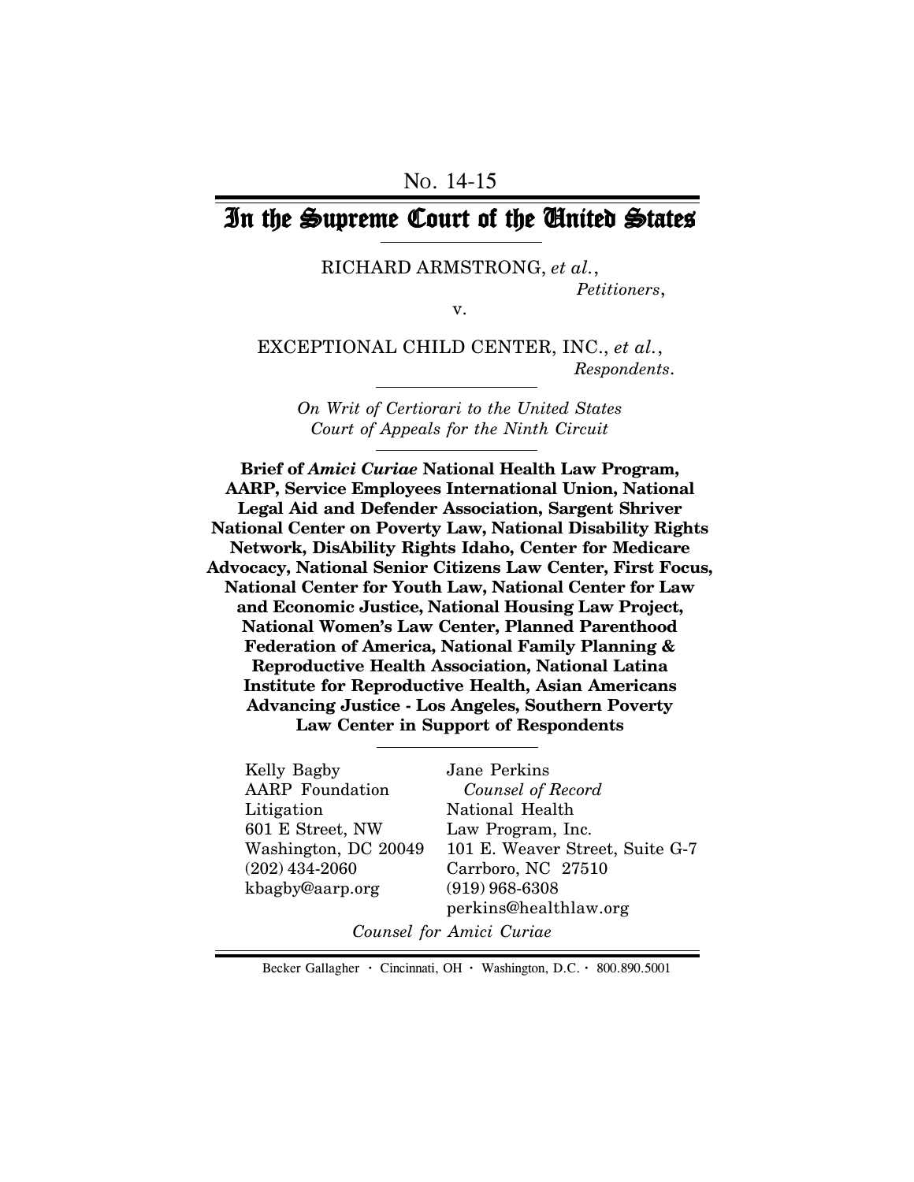No. 14-15

# In the Supreme Court of the United States

RICHARD ARMSTRONG, *et al.*,
*Petitioners*,

v.

EXCEPTIONAL CHILD CENTER, INC., *et al.*,
*Respondents*.

*On Writ of Certiorari to the United States Court of Appeals for the Ninth Circuit*

**Brief of *Amici Curiae* National Health Law Program, AARP, Service Employees International Union, National Legal Aid and Defender Association, Sargent Shriver National Center on Poverty Law, National Disability Rights Network, DisAbility Rights Idaho, Center for Medicare Advocacy, National Senior Citizens Law Center, First Focus, National Center for Youth Law, National Center for Law and Economic Justice, National Housing Law Project, National Women's Law Center, Planned Parenthood Federation of America, National Family Planning & Reproductive Health Association, National Latina Institute for Reproductive Health, Asian Americans Advancing Justice - Los Angeles, Southern Poverty Law Center in Support of Respondents**

Kelly Bagby
AARP Foundation Litigation
601 E Street, NW
Washington, DC 20049
(202) 434-2060
kbagby@aarp.org

Jane Perkins
*Counsel of Record*
National Health Law Program, Inc.
101 E. Weaver Street, Suite G-7
Carrboro, NC 27510
(919) 968-6308
perkins@healthlaw.org

*Counsel for Amici Curiae*

Becker Gallagher · Cincinnati, OH · Washington, D.C. · 800.890.5001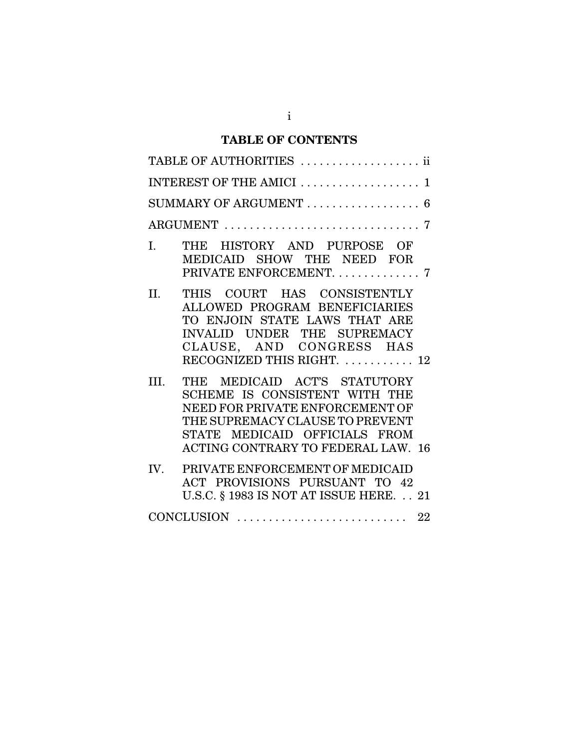# TABLE OF CONTENTS

TABLE OF AUTHORITIES . . . . . . . . . . . . . . . . . . ii

INTEREST OF THE AMICI . . . . . . . . . . . . . . . . . . 1

SUMMARY OF ARGUMENT . . . . . . . . . . . . . . . . . 6

ARGUMENT . . . . . . . . . . . . . . . . . . . . . . . . . . . . . . 7

I. THE HISTORY AND PURPOSE OF MEDICAID SHOW THE NEED FOR PRIVATE ENFORCEMENT. . . . . . . . . . . . . 7

II. THIS COURT HAS CONSISTENTLY ALLOWED PROGRAM BENEFICIARIES TO ENJOIN STATE LAWS THAT ARE INVALID UNDER THE SUPREMACY CLAUSE, AND CONGRESS HAS RECOGNIZED THIS RIGHT. . . . . . . . . . . 12

III. THE MEDICAID ACT'S STATUTORY SCHEME IS CONSISTENT WITH THE NEED FOR PRIVATE ENFORCEMENT OF THE SUPREMACY CLAUSE TO PREVENT STATE MEDICAID OFFICIALS FROM ACTING CONTRARY TO FEDERAL LAW. 16

IV. PRIVATE ENFORCEMENT OF MEDICAID ACT PROVISIONS PURSUANT TO 42 U.S.C. § 1983 IS NOT AT ISSUE HERE. . . 21

CONCLUSION . . . . . . . . . . . . . . . . . . . . . . . . . . 22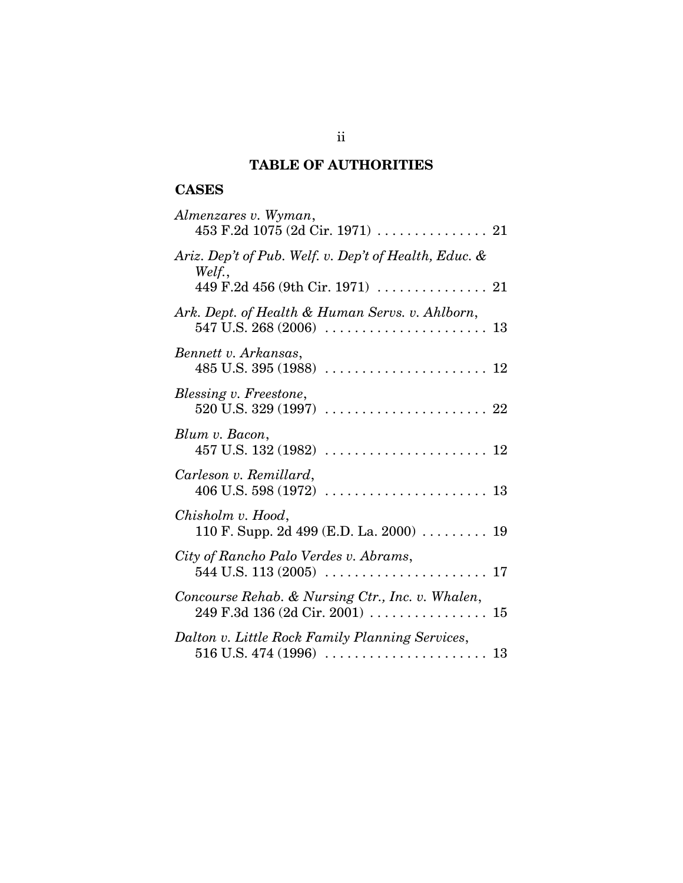## TABLE OF AUTHORITIES

### CASES

*Almenzares v. Wyman*,
453 F.2d 1075 (2d Cir. 1971) . . . . . . . . . . . . . . . 21

*Ariz. Dep't of Pub. Welf. v. Dep't of Health, Educ. & Welf.*,
449 F.2d 456 (9th Cir. 1971) . . . . . . . . . . . . . . . 21

*Ark. Dept. of Health & Human Servs. v. Ahlborn*,
547 U.S. 268 (2006) . . . . . . . . . . . . . . . . . . . . . . 13

*Bennett v. Arkansas*,
485 U.S. 395 (1988) . . . . . . . . . . . . . . . . . . . . . . 12

*Blessing v. Freestone*,
520 U.S. 329 (1997) . . . . . . . . . . . . . . . . . . . . . . 22

*Blum v. Bacon*,
457 U.S. 132 (1982) . . . . . . . . . . . . . . . . . . . . . . 12

*Carleson v. Remillard*,
406 U.S. 598 (1972) . . . . . . . . . . . . . . . . . . . . . . 13

*Chisholm v. Hood*,
110 F. Supp. 2d 499 (E.D. La. 2000) . . . . . . . . . 19

*City of Rancho Palo Verdes v. Abrams*,
544 U.S. 113 (2005) . . . . . . . . . . . . . . . . . . . . . . 17

*Concourse Rehab. & Nursing Ctr., Inc. v. Whalen*,
249 F.3d 136 (2d Cir. 2001) . . . . . . . . . . . . . . . . 15

*Dalton v. Little Rock Family Planning Services*,
516 U.S. 474 (1996) . . . . . . . . . . . . . . . . . . . . . . 13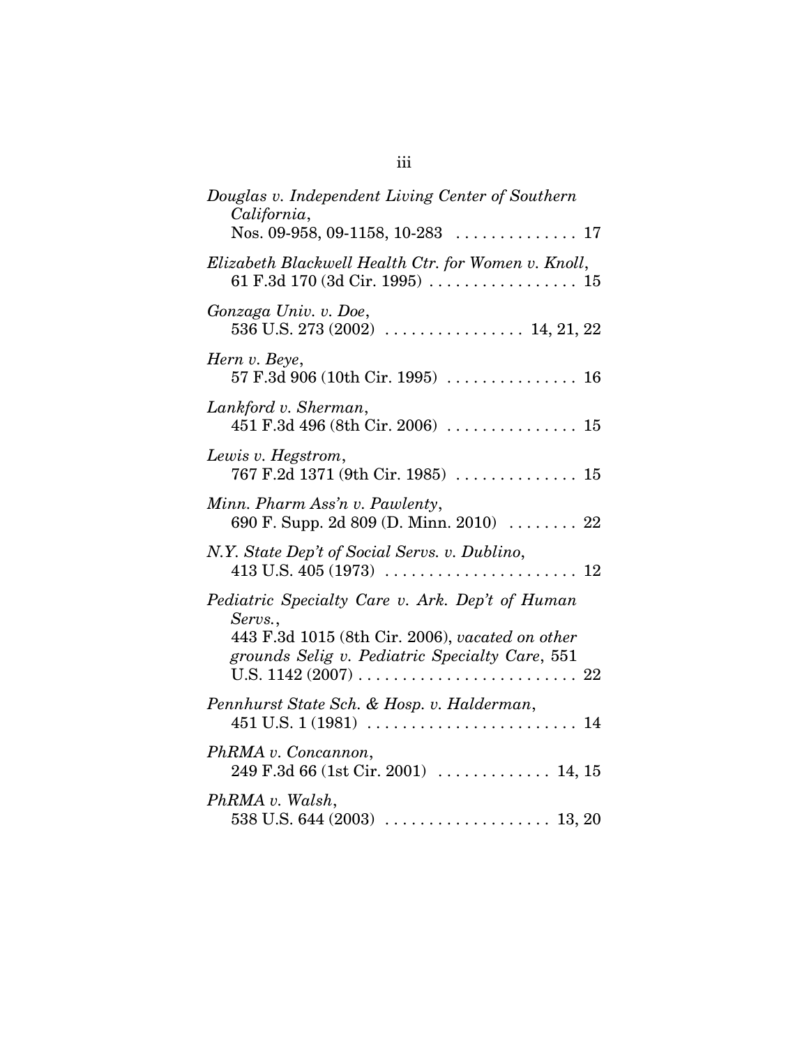*Douglas v. Independent Living Center of Southern California*,
Nos. 09-958, 09-1158, 10-283 .............. 17

*Elizabeth Blackwell Health Ctr. for Women v. Knoll*,
61 F.3d 170 (3d Cir. 1995) ................. 15

*Gonzaga Univ. v. Doe*,
536 U.S. 273 (2002) ................ 14, 21, 22

*Hern v. Beye*,
57 F.3d 906 (10th Cir. 1995) ............... 16

*Lankford v. Sherman*,
451 F.3d 496 (8th Cir. 2006) ............... 15

*Lewis v. Hegstrom*,
767 F.2d 1371 (9th Cir. 1985) .............. 15

*Minn. Pharm Ass'n v. Pawlenty*,
690 F. Supp. 2d 809 (D. Minn. 2010) ........ 22

*N.Y. State Dep't of Social Servs. v. Dublino*,
413 U.S. 405 (1973) ...................... 12

*Pediatric Specialty Care v. Ark. Dep't of Human Servs.*,
443 F.3d 1015 (8th Cir. 2006), *vacated on other grounds Selig v. Pediatric Specialty Care*, 551 U.S. 1142 (2007) ......................... 22

*Pennhurst State Sch. & Hosp. v. Halderman*,
451 U.S. 1 (1981) ........................ 14

*PhRMA v. Concannon*,
249 F.3d 66 (1st Cir. 2001) ............. 14, 15

*PhRMA v. Walsh*,
538 U.S. 644 (2003) ................... 13, 20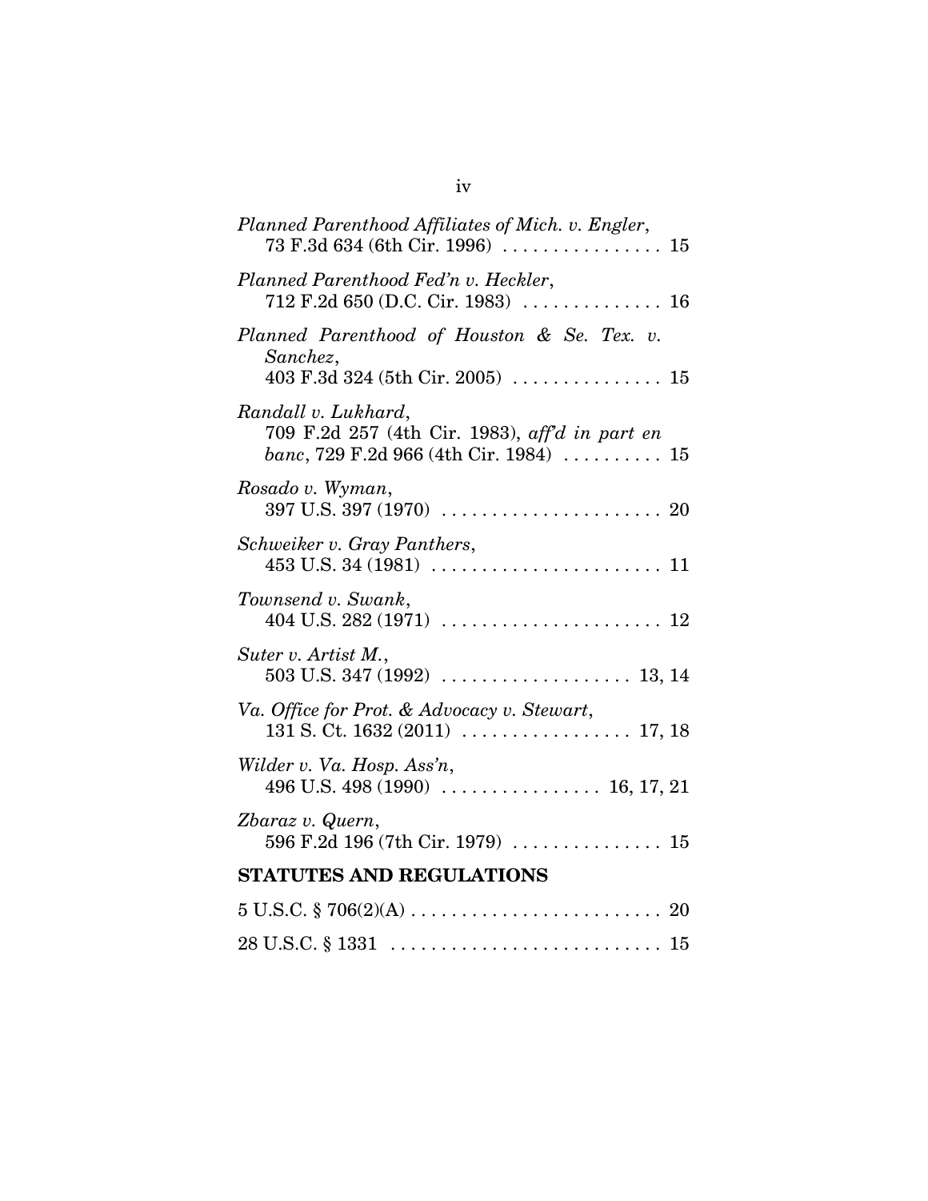*Planned Parenthood Affiliates of Mich. v. Engler*,
73 F.3d 634 (6th Cir. 1996) . . . . . . . . . . . . . . . . 15

*Planned Parenthood Fed'n v. Heckler*,
712 F.2d 650 (D.C. Cir. 1983) . . . . . . . . . . . . . . 16

*Planned Parenthood of Houston & Se. Tex. v. Sanchez*,
403 F.3d 324 (5th Cir. 2005) . . . . . . . . . . . . . . . 15

*Randall v. Lukhard*,
709 F.2d 257 (4th Cir. 1983), *aff'd in part en banc*, 729 F.2d 966 (4th Cir. 1984) . . . . . . . . . . 15

*Rosado v. Wyman*,
397 U.S. 397 (1970) . . . . . . . . . . . . . . . . . . . . . . 20

*Schweiker v. Gray Panthers*,
453 U.S. 34 (1981) . . . . . . . . . . . . . . . . . . . . . . . 11

*Townsend v. Swank*,
404 U.S. 282 (1971) . . . . . . . . . . . . . . . . . . . . . . 12

*Suter v. Artist M.*,
503 U.S. 347 (1992) . . . . . . . . . . . . . . . . . . . 13, 14

*Va. Office for Prot. & Advocacy v. Stewart*,
131 S. Ct. 1632 (2011) . . . . . . . . . . . . . . . . . 17, 18

*Wilder v. Va. Hosp. Ass'n*,
496 U.S. 498 (1990) . . . . . . . . . . . . . . . . 16, 17, 21

*Zbaraz v. Quern*,
596 F.2d 196 (7th Cir. 1979) . . . . . . . . . . . . . . . 15

## STATUTES AND REGULATIONS

5 U.S.C. § 706(2)(A) . . . . . . . . . . . . . . . . . . . . . . . . . 20

28 U.S.C. § 1331 . . . . . . . . . . . . . . . . . . . . . . . . . . . 15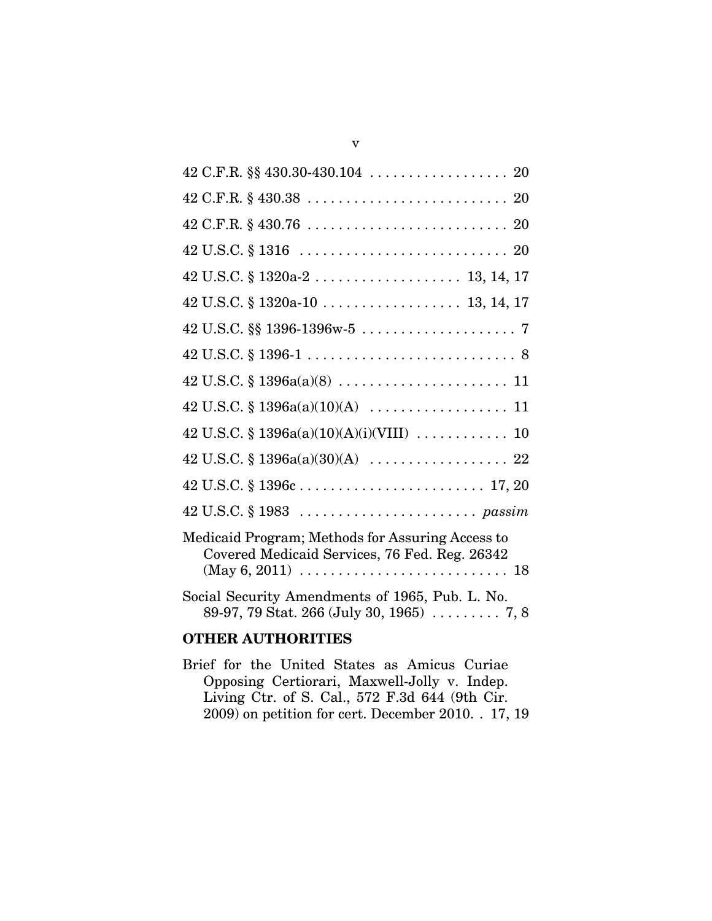42 C.F.R. §§ 430.30-430.104 . . . . . . . . . . . . . . . . . . 20

42 C.F.R. § 430.38 . . . . . . . . . . . . . . . . . . . . . . . . . . 20

42 C.F.R. § 430.76 . . . . . . . . . . . . . . . . . . . . . . . . . . 20

42 U.S.C. § 1316 . . . . . . . . . . . . . . . . . . . . . . . . . . . 20

42 U.S.C. § 1320a-2 . . . . . . . . . . . . . . . . . . . 13, 14, 17

42 U.S.C. § 1320a-10 . . . . . . . . . . . . . . . . . . 13, 14, 17

42 U.S.C. §§ 1396-1396w-5 . . . . . . . . . . . . . . . . . . . . 7

42 U.S.C. § 1396-1 . . . . . . . . . . . . . . . . . . . . . . . . . . . 8

42 U.S.C. § 1396a(a)(8) . . . . . . . . . . . . . . . . . . . . . . 11

42 U.S.C. § 1396a(a)(10)(A) . . . . . . . . . . . . . . . . . . 11

42 U.S.C. § 1396a(a)(10)(A)(i)(VIII) . . . . . . . . . . . . 10

42 U.S.C. § 1396a(a)(30)(A) . . . . . . . . . . . . . . . . . . 22

42 U.S.C. § 1396c . . . . . . . . . . . . . . . . . . . . . . . . 17, 20

42 U.S.C. § 1983 . . . . . . . . . . . . . . . . . . . . . . . *passim*

Medicaid Program; Methods for Assuring Access to Covered Medicaid Services, 76 Fed. Reg. 26342 (May 6, 2011) . . . . . . . . . . . . . . . . . . . . . . . . . . 18

Social Security Amendments of 1965, Pub. L. No. 89-97, 79 Stat. 266 (July 30, 1965) . . . . . . . . . 7, 8

**OTHER AUTHORITIES**

Brief for the United States as Amicus Curiae Opposing Certiorari, Maxwell-Jolly v. Indep. Living Ctr. of S. Cal., 572 F.3d 644 (9th Cir. 2009) on petition for cert. December 2010. . 17, 19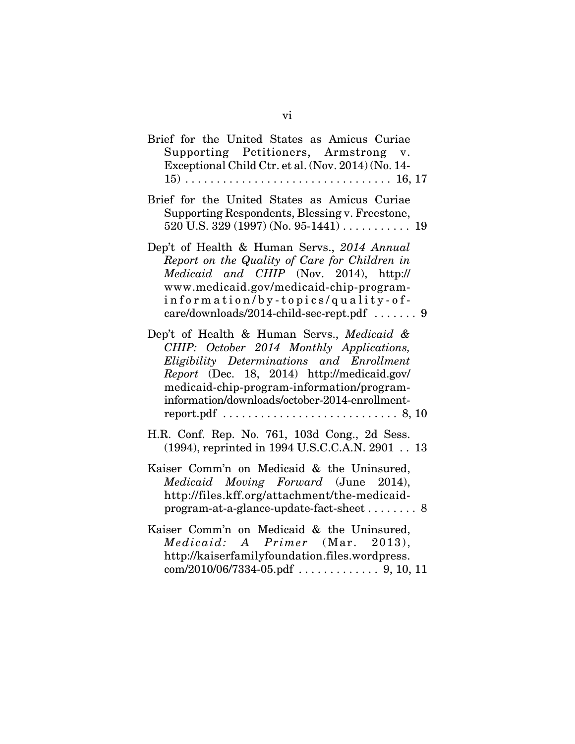Brief for the United States as Amicus Curiae Supporting Petitioners, Armstrong v. Exceptional Child Ctr. et al. (Nov. 2014) (No. 14-15) . . . . . . . . . . . . . . . . . . . . . . . . . . . . . . . . 16, 17

Brief for the United States as Amicus Curiae Supporting Respondents, Blessing v. Freestone, 520 U.S. 329 (1997) (No. 95-1441) . . . . . . . . . . . 19

Dep't of Health & Human Servs., *2014 Annual Report on the Quality of Care for Children in Medicaid and CHIP* (Nov. 2014), http://www.medicaid.gov/medicaid-chip-program-information/by-topics/quality-of-care/downloads/2014-child-sec-rept.pdf . . . . . . . 9

Dep't of Health & Human Servs., *Medicaid & CHIP: October 2014 Monthly Applications, Eligibility Determinations and Enrollment Report* (Dec. 18, 2014) http://medicaid.gov/medicaid-chip-program-information/program-information/downloads/october-2014-enrollment-report.pdf . . . . . . . . . . . . . . . . . . . . . . . . . . . . 8, 10

H.R. Conf. Rep. No. 761, 103d Cong., 2d Sess. (1994), reprinted in 1994 U.S.C.C.A.N. 2901 . . 13

Kaiser Comm'n on Medicaid & the Uninsured, *Medicaid Moving Forward* (June 2014), http://files.kff.org/attachment/the-medicaid-program-at-a-glance-update-fact-sheet . . . . . . . . 8

Kaiser Comm'n on Medicaid & the Uninsured, *Medicaid: A Primer* (Mar. 2013), http://kaiserfamilyfoundation.files.wordpress.com/2010/06/7334-05.pdf . . . . . . . . . . . . . 9, 10, 11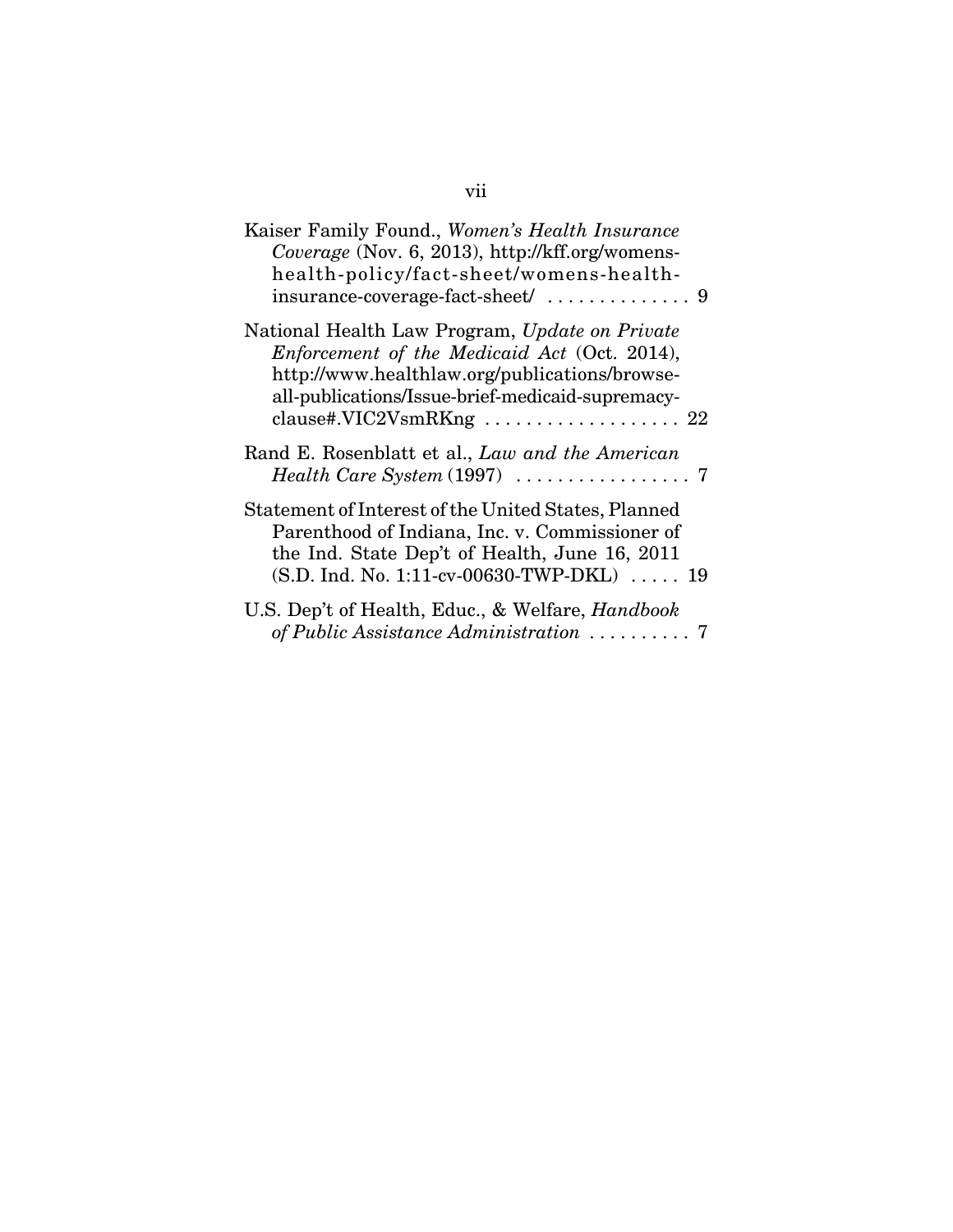Kaiser Family Found., *Women's Health Insurance Coverage* (Nov. 6, 2013), http://kff.org/womens-health-policy/fact-sheet/womens-health-insurance-coverage-fact-sheet/ . . . . . . . . . . . . . . 9

National Health Law Program, *Update on Private Enforcement of the Medicaid Act* (Oct. 2014), http://www.healthlaw.org/publications/browse-all-publications/Issue-brief-medicaid-supremacy-clause#.VIC2VsmRKng . . . . . . . . . . . . . . . . . . . 22

Rand E. Rosenblatt et al., *Law and the American Health Care System* (1997) . . . . . . . . . . . . . . . . . 7

Statement of Interest of the United States, Planned Parenthood of Indiana, Inc. v. Commissioner of the Ind. State Dep't of Health, June 16, 2011 (S.D. Ind. No. 1:11-cv-00630-TWP-DKL) . . . . . 19

U.S. Dep't of Health, Educ., & Welfare, *Handbook of Public Assistance Administration* . . . . . . . . . . 7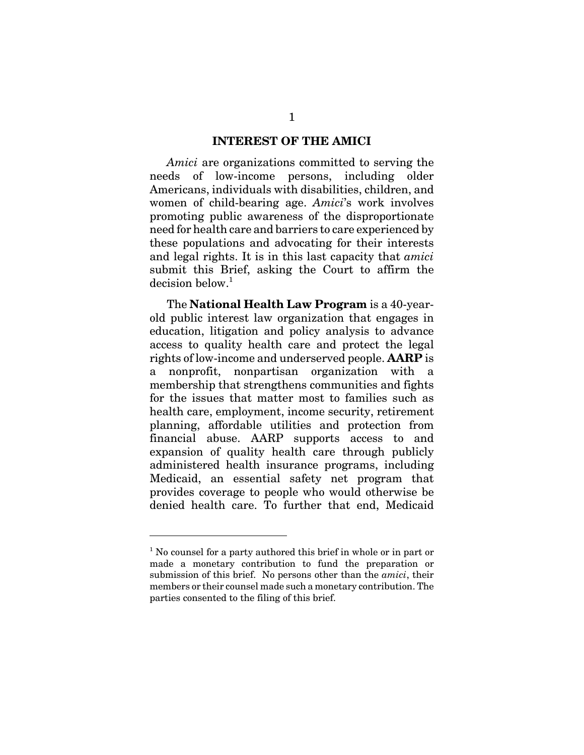## INTEREST OF THE AMICI

*Amici* are organizations committed to serving the needs of low-income persons, including older Americans, individuals with disabilities, children, and women of child-bearing age. *Amici*'s work involves promoting public awareness of the disproportionate need for health care and barriers to care experienced by these populations and advocating for their interests and legal rights. It is in this last capacity that *amici* submit this Brief, asking the Court to affirm the decision below.[1]

The **National Health Law Program** is a 40-year-old public interest law organization that engages in education, litigation and policy analysis to advance access to quality health care and protect the legal rights of low-income and underserved people. **AARP** is a nonprofit, nonpartisan organization with a membership that strengthens communities and fights for the issues that matter most to families such as health care, employment, income security, retirement planning, affordable utilities and protection from financial abuse. AARP supports access to and expansion of quality health care through publicly administered health insurance programs, including Medicaid, an essential safety net program that provides coverage to people who would otherwise be denied health care. To further that end, Medicaid

---

[1] No counsel for a party authored this brief in whole or in part or made a monetary contribution to fund the preparation or submission of this brief. No persons other than the *amici*, their members or their counsel made such a monetary contribution. The parties consented to the filing of this brief.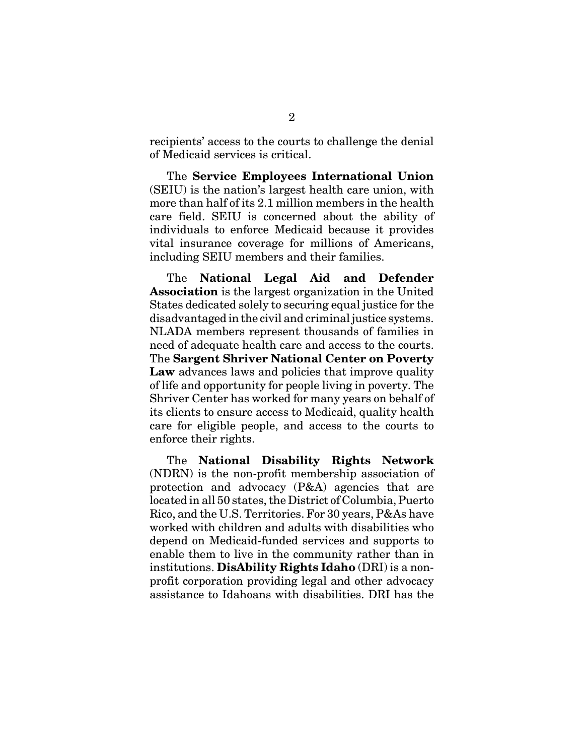recipients' access to the courts to challenge the denial of Medicaid services is critical.

The **Service Employees International Union** (SEIU) is the nation's largest health care union, with more than half of its 2.1 million members in the health care field. SEIU is concerned about the ability of individuals to enforce Medicaid because it provides vital insurance coverage for millions of Americans, including SEIU members and their families.

The **National Legal Aid and Defender Association** is the largest organization in the United States dedicated solely to securing equal justice for the disadvantaged in the civil and criminal justice systems. NLADA members represent thousands of families in need of adequate health care and access to the courts. The **Sargent Shriver National Center on Poverty Law** advances laws and policies that improve quality of life and opportunity for people living in poverty. The Shriver Center has worked for many years on behalf of its clients to ensure access to Medicaid, quality health care for eligible people, and access to the courts to enforce their rights.

The **National Disability Rights Network** (NDRN) is the non-profit membership association of protection and advocacy (P&A) agencies that are located in all 50 states, the District of Columbia, Puerto Rico, and the U.S. Territories. For 30 years, P&As have worked with children and adults with disabilities who depend on Medicaid-funded services and supports to enable them to live in the community rather than in institutions. **DisAbility Rights Idaho** (DRI) is a non-profit corporation providing legal and other advocacy assistance to Idahoans with disabilities. DRI has the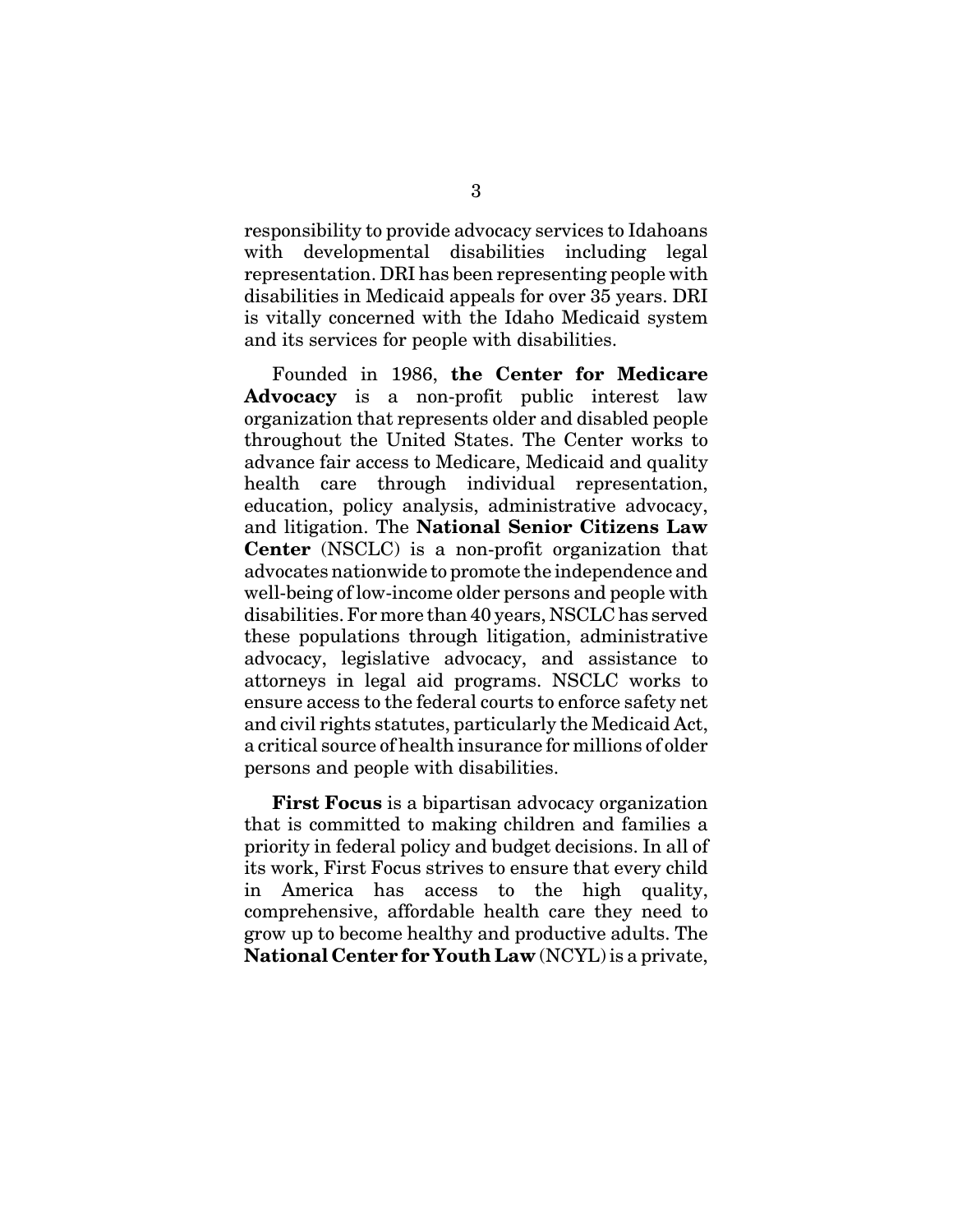responsibility to provide advocacy services to Idahoans with developmental disabilities including legal representation. DRI has been representing people with disabilities in Medicaid appeals for over 35 years. DRI is vitally concerned with the Idaho Medicaid system and its services for people with disabilities.

Founded in 1986, **the Center for Medicare Advocacy** is a non-profit public interest law organization that represents older and disabled people throughout the United States. The Center works to advance fair access to Medicare, Medicaid and quality health care through individual representation, education, policy analysis, administrative advocacy, and litigation. The **National Senior Citizens Law Center** (NSCLC) is a non-profit organization that advocates nationwide to promote the independence and well-being of low-income older persons and people with disabilities. For more than 40 years, NSCLC has served these populations through litigation, administrative advocacy, legislative advocacy, and assistance to attorneys in legal aid programs. NSCLC works to ensure access to the federal courts to enforce safety net and civil rights statutes, particularly the Medicaid Act, a critical source of health insurance for millions of older persons and people with disabilities.

**First Focus** is a bipartisan advocacy organization that is committed to making children and families a priority in federal policy and budget decisions. In all of its work, First Focus strives to ensure that every child in America has access to the high quality, comprehensive, affordable health care they need to grow up to become healthy and productive adults. The **National Center for Youth Law** (NCYL) is a private,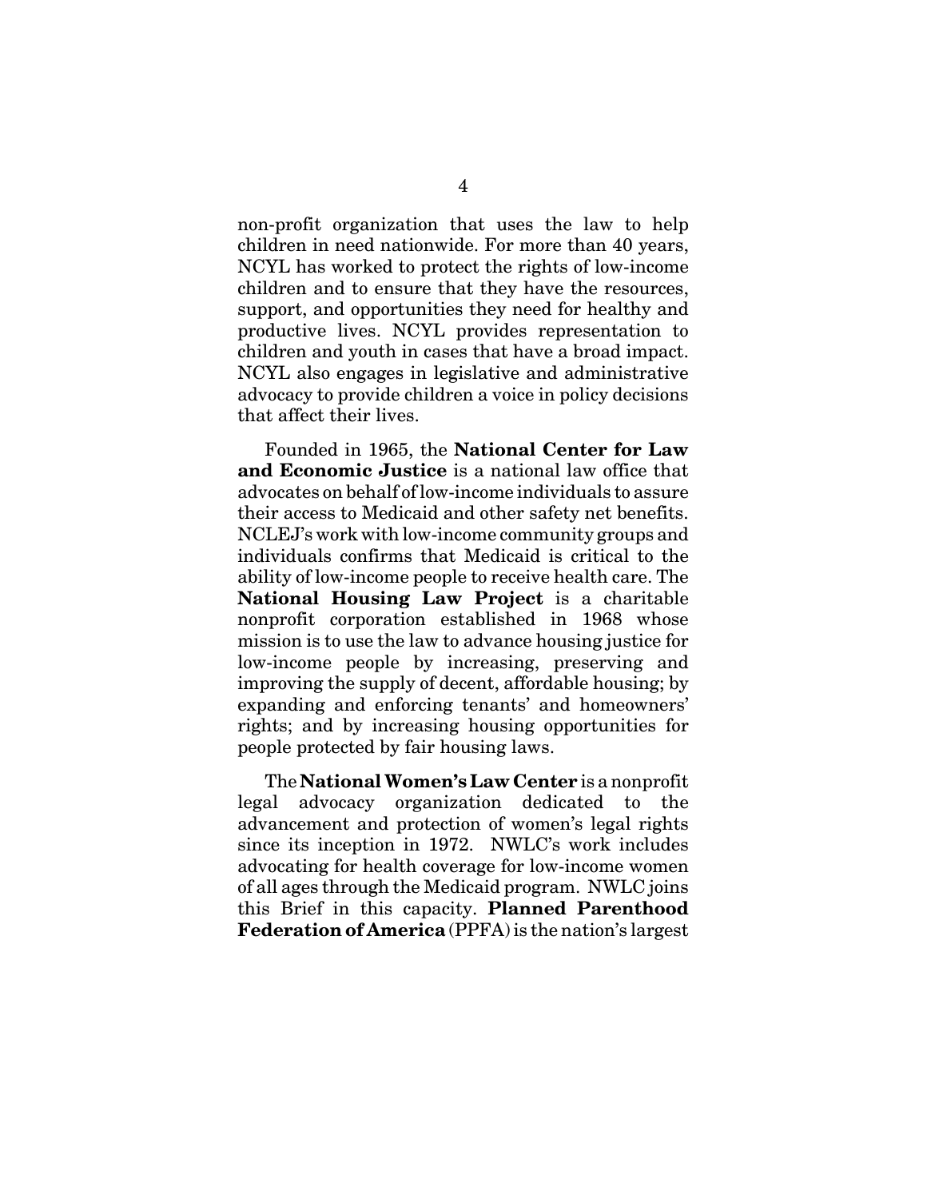non-profit organization that uses the law to help children in need nationwide. For more than 40 years, NCYL has worked to protect the rights of low-income children and to ensure that they have the resources, support, and opportunities they need for healthy and productive lives. NCYL provides representation to children and youth in cases that have a broad impact. NCYL also engages in legislative and administrative advocacy to provide children a voice in policy decisions that affect their lives.

Founded in 1965, the **National Center for Law and Economic Justice** is a national law office that advocates on behalf of low-income individuals to assure their access to Medicaid and other safety net benefits. NCLEJ's work with low-income community groups and individuals confirms that Medicaid is critical to the ability of low-income people to receive health care. The **National Housing Law Project** is a charitable nonprofit corporation established in 1968 whose mission is to use the law to advance housing justice for low-income people by increasing, preserving and improving the supply of decent, affordable housing; by expanding and enforcing tenants' and homeowners' rights; and by increasing housing opportunities for people protected by fair housing laws.

The **National Women's Law Center** is a nonprofit legal advocacy organization dedicated to the advancement and protection of women's legal rights since its inception in 1972. NWLC's work includes advocating for health coverage for low-income women of all ages through the Medicaid program. NWLC joins this Brief in this capacity. **Planned Parenthood Federation of America** (PPFA) is the nation's largest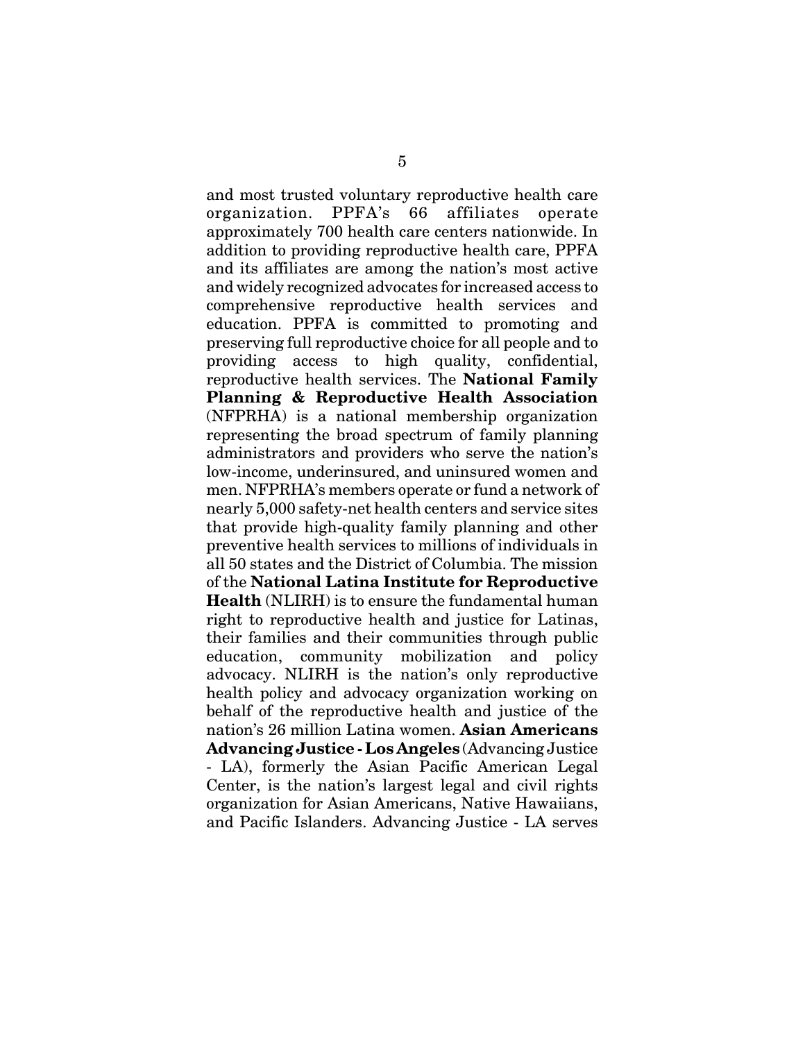and most trusted voluntary reproductive health care organization. PPFA's 66 affiliates operate approximately 700 health care centers nationwide. In addition to providing reproductive health care, PPFA and its affiliates are among the nation's most active and widely recognized advocates for increased access to comprehensive reproductive health services and education. PPFA is committed to promoting and preserving full reproductive choice for all people and to providing access to high quality, confidential, reproductive health services. The **National Family Planning & Reproductive Health Association** (NFPRHA) is a national membership organization representing the broad spectrum of family planning administrators and providers who serve the nation's low-income, underinsured, and uninsured women and men. NFPRHA's members operate or fund a network of nearly 5,000 safety-net health centers and service sites that provide high-quality family planning and other preventive health services to millions of individuals in all 50 states and the District of Columbia. The mission of the **National Latina Institute for Reproductive Health** (NLIRH) is to ensure the fundamental human right to reproductive health and justice for Latinas, their families and their communities through public education, community mobilization and policy advocacy. NLIRH is the nation's only reproductive health policy and advocacy organization working on behalf of the reproductive health and justice of the nation's 26 million Latina women. **Asian Americans Advancing Justice - Los Angeles** (Advancing Justice - LA), formerly the Asian Pacific American Legal Center, is the nation's largest legal and civil rights organization for Asian Americans, Native Hawaiians, and Pacific Islanders. Advancing Justice - LA serves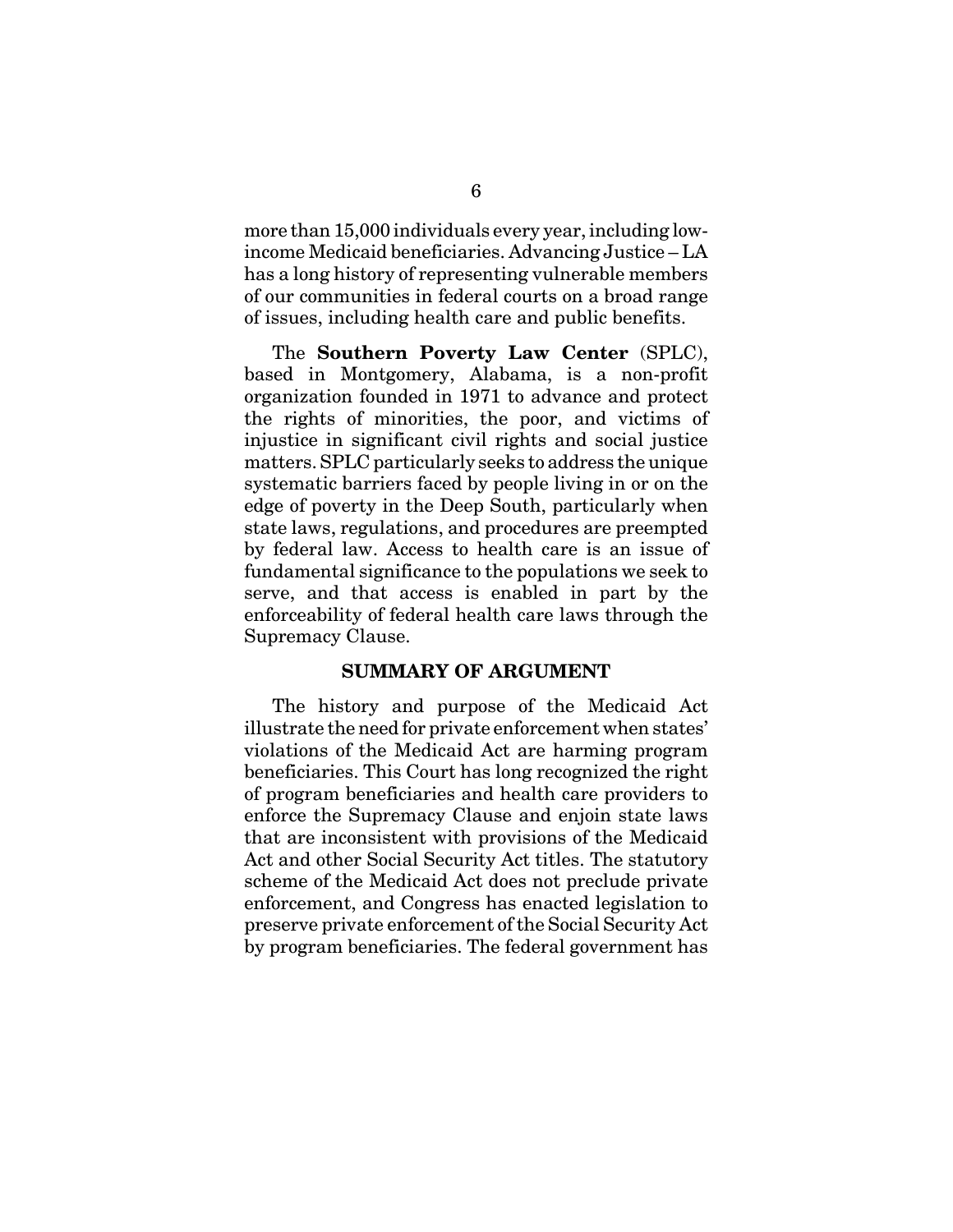more than 15,000 individuals every year, including low-income Medicaid beneficiaries. Advancing Justice – LA has a long history of representing vulnerable members of our communities in federal courts on a broad range of issues, including health care and public benefits.

The **Southern Poverty Law Center** (SPLC), based in Montgomery, Alabama, is a non-profit organization founded in 1971 to advance and protect the rights of minorities, the poor, and victims of injustice in significant civil rights and social justice matters. SPLC particularly seeks to address the unique systematic barriers faced by people living in or on the edge of poverty in the Deep South, particularly when state laws, regulations, and procedures are preempted by federal law. Access to health care is an issue of fundamental significance to the populations we seek to serve, and that access is enabled in part by the enforceability of federal health care laws through the Supremacy Clause.

## SUMMARY OF ARGUMENT

The history and purpose of the Medicaid Act illustrate the need for private enforcement when states' violations of the Medicaid Act are harming program beneficiaries. This Court has long recognized the right of program beneficiaries and health care providers to enforce the Supremacy Clause and enjoin state laws that are inconsistent with provisions of the Medicaid Act and other Social Security Act titles. The statutory scheme of the Medicaid Act does not preclude private enforcement, and Congress has enacted legislation to preserve private enforcement of the Social Security Act by program beneficiaries. The federal government has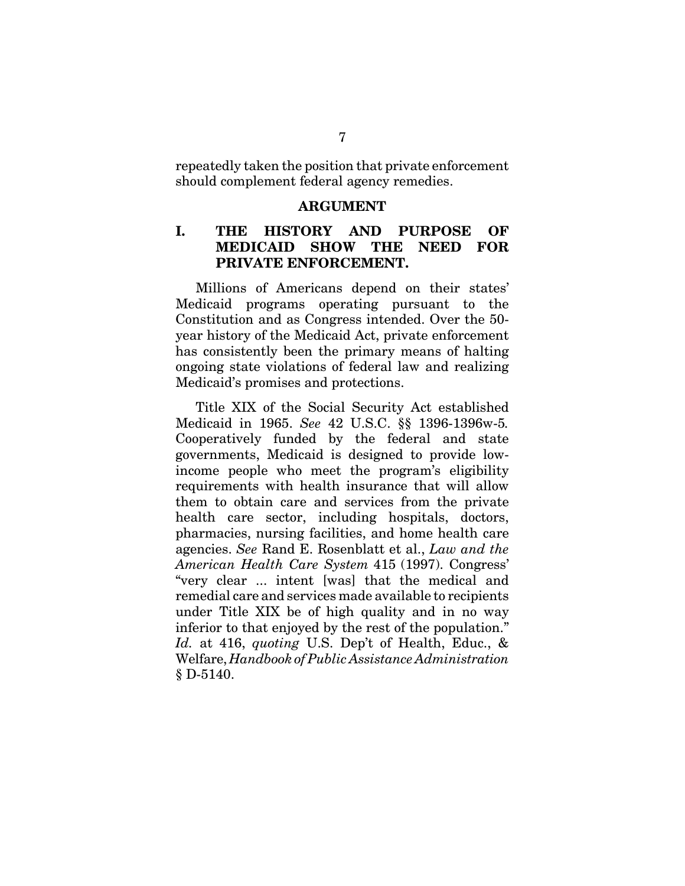repeatedly taken the position that private enforcement should complement federal agency remedies.

## ARGUMENT

### I. THE HISTORY AND PURPOSE OF MEDICAID SHOW THE NEED FOR PRIVATE ENFORCEMENT.

Millions of Americans depend on their states' Medicaid programs operating pursuant to the Constitution and as Congress intended. Over the 50-year history of the Medicaid Act, private enforcement has consistently been the primary means of halting ongoing state violations of federal law and realizing Medicaid's promises and protections.

Title XIX of the Social Security Act established Medicaid in 1965. *See* 42 U.S.C. §§ 1396-1396w-5. Cooperatively funded by the federal and state governments, Medicaid is designed to provide low-income people who meet the program's eligibility requirements with health insurance that will allow them to obtain care and services from the private health care sector, including hospitals, doctors, pharmacies, nursing facilities, and home health care agencies. *See* Rand E. Rosenblatt et al., *Law and the American Health Care System* 415 (1997). Congress' "very clear ... intent [was] that the medical and remedial care and services made available to recipients under Title XIX be of high quality and in no way inferior to that enjoyed by the rest of the population." *Id.* at 416, *quoting* U.S. Dep't of Health, Educ., & Welfare, *Handbook of Public Assistance Administration* § D-5140.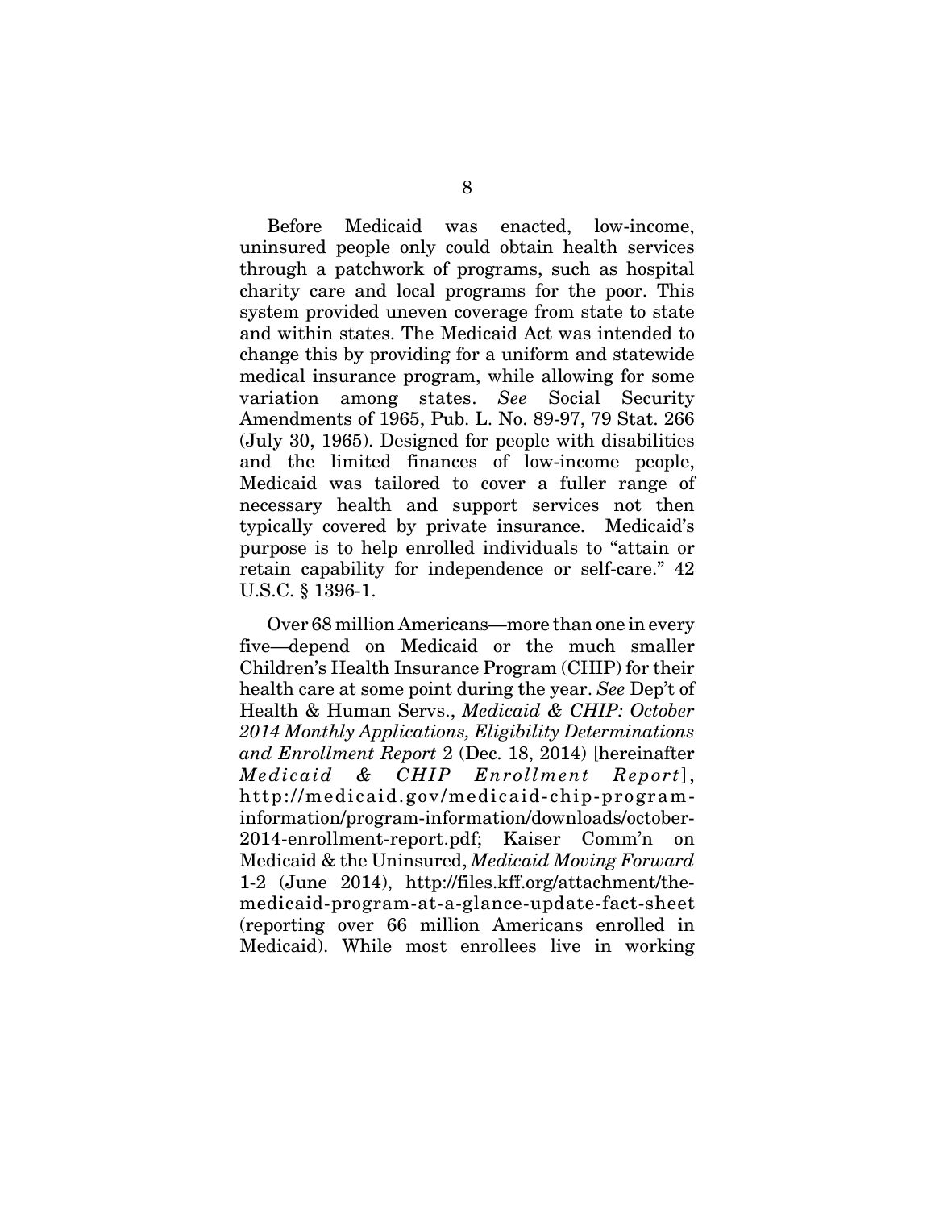Before Medicaid was enacted, low-income, uninsured people only could obtain health services through a patchwork of programs, such as hospital charity care and local programs for the poor. This system provided uneven coverage from state to state and within states. The Medicaid Act was intended to change this by providing for a uniform and statewide medical insurance program, while allowing for some variation among states. *See* Social Security Amendments of 1965, Pub. L. No. 89-97, 79 Stat. 266 (July 30, 1965). Designed for people with disabilities and the limited finances of low-income people, Medicaid was tailored to cover a fuller range of necessary health and support services not then typically covered by private insurance. Medicaid's purpose is to help enrolled individuals to "attain or retain capability for independence or self-care." 42 U.S.C. § 1396-1.

Over 68 million Americans—more than one in every five—depend on Medicaid or the much smaller Children's Health Insurance Program (CHIP) for their health care at some point during the year. *See* Dep't of Health & Human Servs., *Medicaid & CHIP: October 2014 Monthly Applications, Eligibility Determinations and Enrollment Report* 2 (Dec. 18, 2014) [hereinafter *Medicaid & CHIP Enrollment Report*], http://medicaid.gov/medicaid-chip-program-information/program-information/downloads/october-2014-enrollment-report.pdf; Kaiser Comm'n on Medicaid & the Uninsured, *Medicaid Moving Forward* 1-2 (June 2014), http://files.kff.org/attachment/the-medicaid-program-at-a-glance-update-fact-sheet (reporting over 66 million Americans enrolled in Medicaid). While most enrollees live in working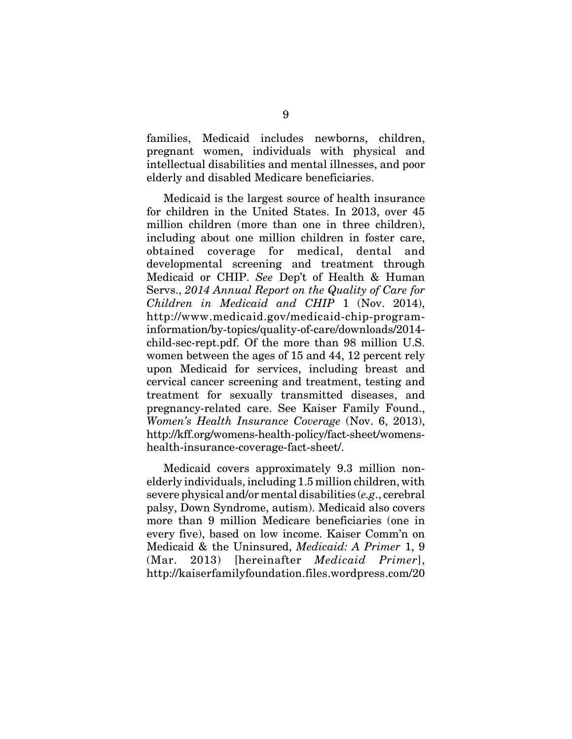families, Medicaid includes newborns, children, pregnant women, individuals with physical and intellectual disabilities and mental illnesses, and poor elderly and disabled Medicare beneficiaries.

Medicaid is the largest source of health insurance for children in the United States. In 2013, over 45 million children (more than one in three children), including about one million children in foster care, obtained coverage for medical, dental and developmental screening and treatment through Medicaid or CHIP. *See* Dep't of Health & Human Servs., *2014 Annual Report on the Quality of Care for Children in Medicaid and CHIP* 1 (Nov. 2014), http://www.medicaid.gov/medicaid-chip-program-information/by-topics/quality-of-care/downloads/2014-child-sec-rept.pdf. Of the more than 98 million U.S. women between the ages of 15 and 44, 12 percent rely upon Medicaid for services, including breast and cervical cancer screening and treatment, testing and treatment for sexually transmitted diseases, and pregnancy-related care. See Kaiser Family Found., *Women's Health Insurance Coverage* (Nov. 6, 2013), http://kff.org/womens-health-policy/fact-sheet/womens-health-insurance-coverage-fact-sheet/.

Medicaid covers approximately 9.3 million non-elderly individuals, including 1.5 million children, with severe physical and/or mental disabilities (*e.g*., cerebral palsy, Down Syndrome, autism). Medicaid also covers more than 9 million Medicare beneficiaries (one in every five), based on low income. Kaiser Comm'n on Medicaid & the Uninsured, *Medicaid: A Primer* 1, 9 (Mar. 2013) [hereinafter *Medicaid Primer*], http://kaiserfamilyfoundation.files.wordpress.com/20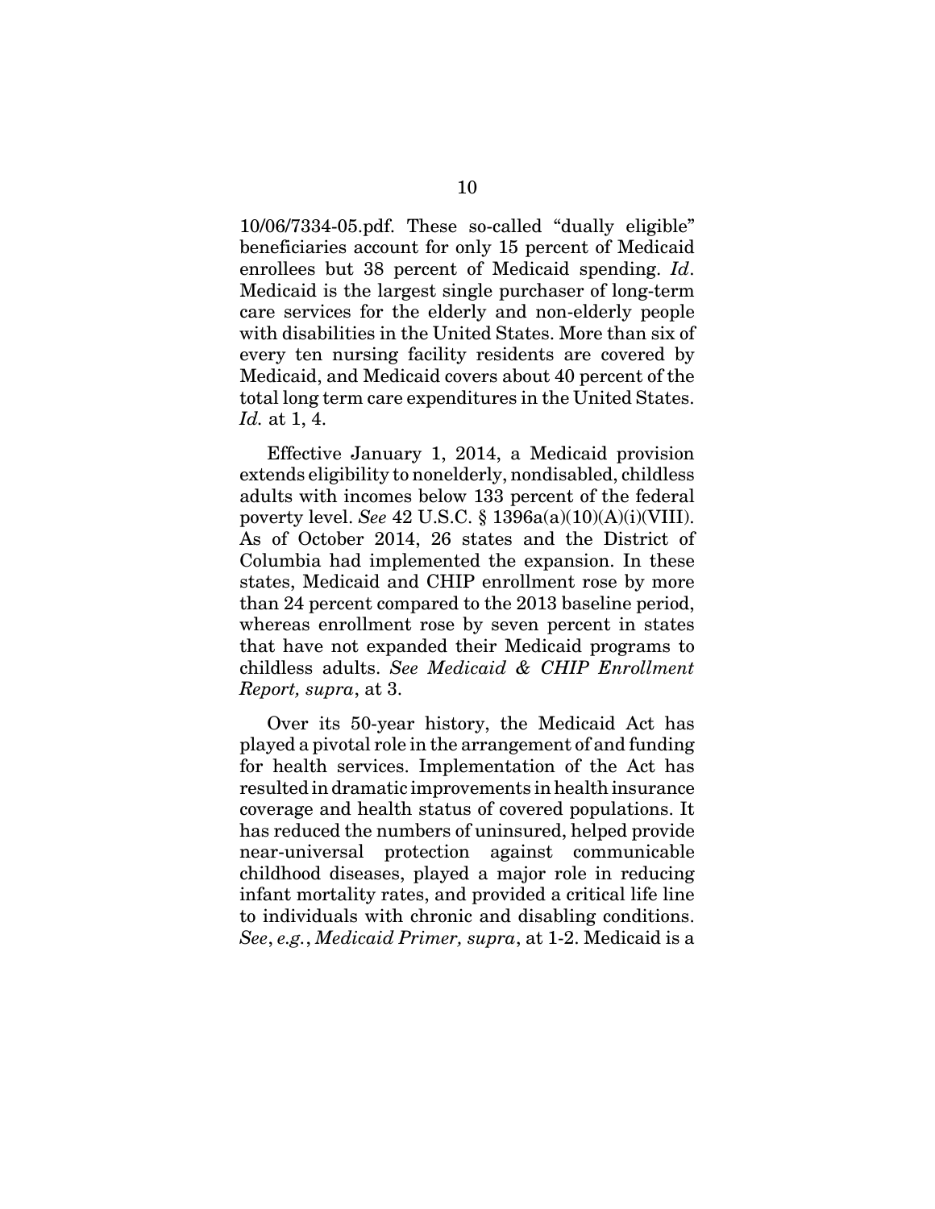10/06/7334-05.pdf. These so-called "dually eligible" beneficiaries account for only 15 percent of Medicaid enrollees but 38 percent of Medicaid spending. *Id*. Medicaid is the largest single purchaser of long-term care services for the elderly and non-elderly people with disabilities in the United States. More than six of every ten nursing facility residents are covered by Medicaid, and Medicaid covers about 40 percent of the total long term care expenditures in the United States. *Id.* at 1, 4.

Effective January 1, 2014, a Medicaid provision extends eligibility to nonelderly, nondisabled, childless adults with incomes below 133 percent of the federal poverty level. *See* 42 U.S.C. § 1396a(a)(10)(A)(i)(VIII). As of October 2014, 26 states and the District of Columbia had implemented the expansion. In these states, Medicaid and CHIP enrollment rose by more than 24 percent compared to the 2013 baseline period, whereas enrollment rose by seven percent in states that have not expanded their Medicaid programs to childless adults. *See Medicaid & CHIP Enrollment Report, supra*, at 3.

Over its 50-year history, the Medicaid Act has played a pivotal role in the arrangement of and funding for health services. Implementation of the Act has resulted in dramatic improvements in health insurance coverage and health status of covered populations. It has reduced the numbers of uninsured, helped provide near-universal protection against communicable childhood diseases, played a major role in reducing infant mortality rates, and provided a critical life line to individuals with chronic and disabling conditions. *See*, *e.g.*, *Medicaid Primer, supra*, at 1-2. Medicaid is a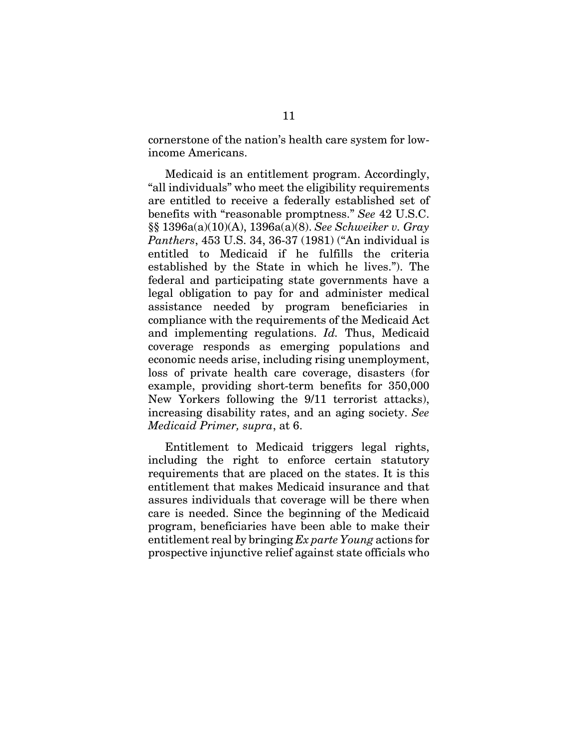cornerstone of the nation's health care system for low-income Americans.

Medicaid is an entitlement program. Accordingly, "all individuals" who meet the eligibility requirements are entitled to receive a federally established set of benefits with "reasonable promptness." *See* 42 U.S.C. §§ 1396a(a)(10)(A), 1396a(a)(8). *See Schweiker v. Gray Panthers*, 453 U.S. 34, 36-37 (1981) ("An individual is entitled to Medicaid if he fulfills the criteria established by the State in which he lives."). The federal and participating state governments have a legal obligation to pay for and administer medical assistance needed by program beneficiaries in compliance with the requirements of the Medicaid Act and implementing regulations. *Id.* Thus, Medicaid coverage responds as emerging populations and economic needs arise, including rising unemployment, loss of private health care coverage, disasters (for example, providing short-term benefits for 350,000 New Yorkers following the 9/11 terrorist attacks), increasing disability rates, and an aging society. *See Medicaid Primer, supra*, at 6.

Entitlement to Medicaid triggers legal rights, including the right to enforce certain statutory requirements that are placed on the states. It is this entitlement that makes Medicaid insurance and that assures individuals that coverage will be there when care is needed. Since the beginning of the Medicaid program, beneficiaries have been able to make their entitlement real by bringing *Ex parte Young* actions for prospective injunctive relief against state officials who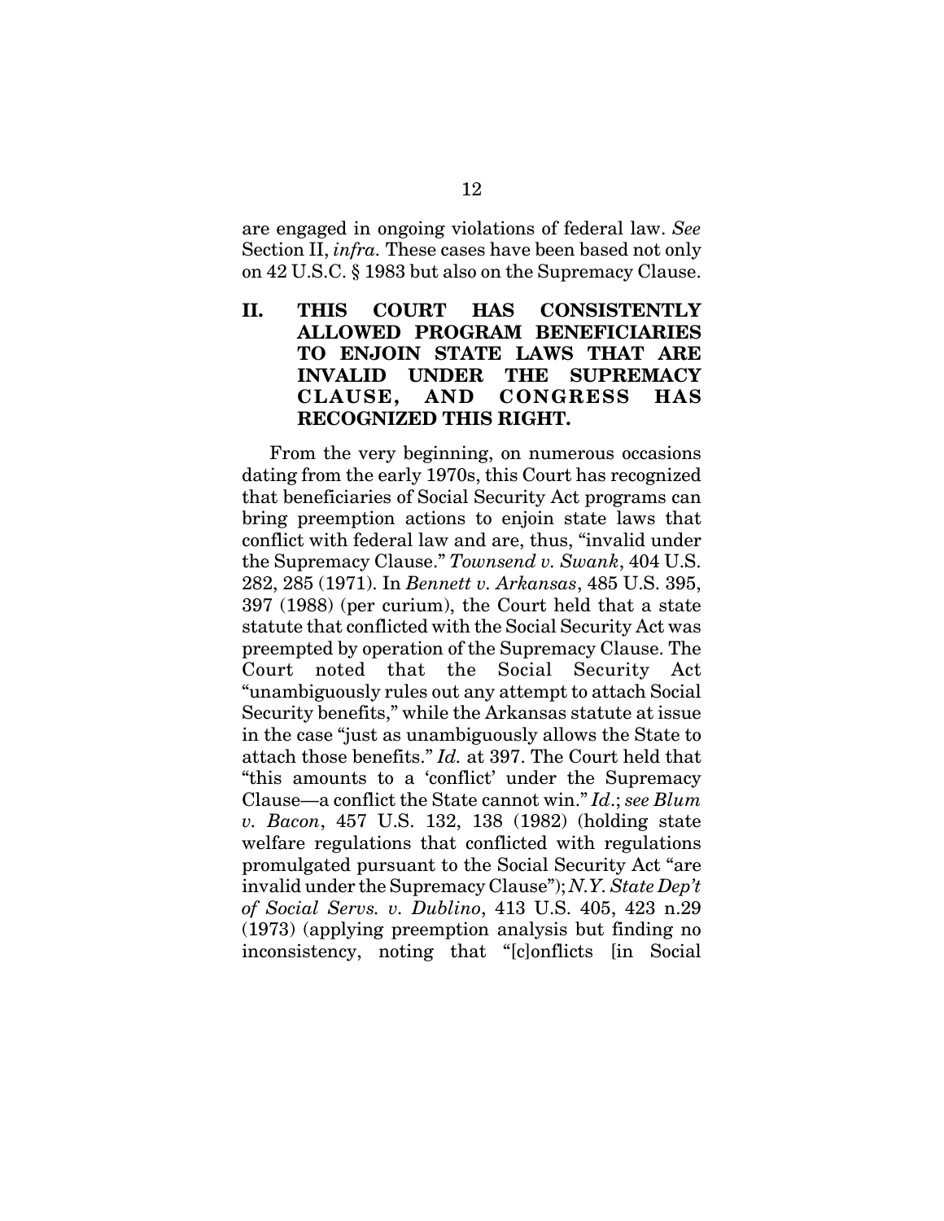are engaged in ongoing violations of federal law. *See* Section II, *infra.* These cases have been based not only on 42 U.S.C. § 1983 but also on the Supremacy Clause.

## II. THIS COURT HAS CONSISTENTLY ALLOWED PROGRAM BENEFICIARIES TO ENJOIN STATE LAWS THAT ARE INVALID UNDER THE SUPREMACY CLAUSE, AND CONGRESS HAS RECOGNIZED THIS RIGHT.

From the very beginning, on numerous occasions dating from the early 1970s, this Court has recognized that beneficiaries of Social Security Act programs can bring preemption actions to enjoin state laws that conflict with federal law and are, thus, "invalid under the Supremacy Clause." *Townsend v. Swank*, 404 U.S. 282, 285 (1971). In *Bennett v. Arkansas*, 485 U.S. 395, 397 (1988) (per curiam), the Court held that a state statute that conflicted with the Social Security Act was preempted by operation of the Supremacy Clause. The Court noted that the Social Security Act "unambiguously rules out any attempt to attach Social Security benefits," while the Arkansas statute at issue in the case "just as unambiguously allows the State to attach those benefits." *Id.* at 397. The Court held that "this amounts to a 'conflict' under the Supremacy Clause—a conflict the State cannot win." *Id*.; *see Blum v. Bacon*, 457 U.S. 132, 138 (1982) (holding state welfare regulations that conflicted with regulations promulgated pursuant to the Social Security Act "are invalid under the Supremacy Clause"); *N.Y. State Dep't of Social Servs. v. Dublino*, 413 U.S. 405, 423 n.29 (1973) (applying preemption analysis but finding no inconsistency, noting that "[c]onflicts [in Social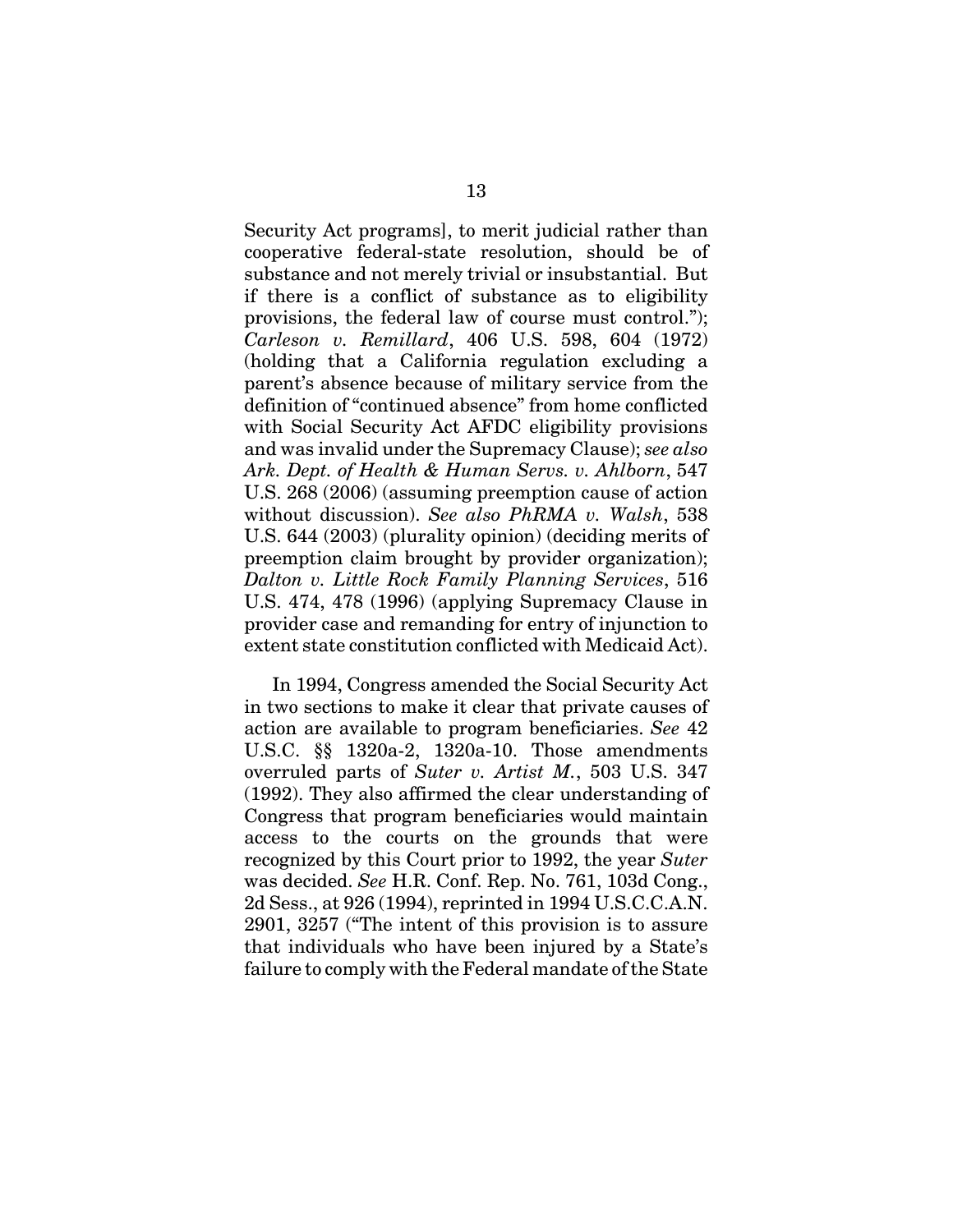Security Act programs], to merit judicial rather than cooperative federal-state resolution, should be of substance and not merely trivial or insubstantial. But if there is a conflict of substance as to eligibility provisions, the federal law of course must control."); *Carleson v. Remillard*, 406 U.S. 598, 604 (1972) (holding that a California regulation excluding a parent's absence because of military service from the definition of "continued absence" from home conflicted with Social Security Act AFDC eligibility provisions and was invalid under the Supremacy Clause); *see also Ark. Dept. of Health & Human Servs. v. Ahlborn*, 547 U.S. 268 (2006) (assuming preemption cause of action without discussion). *See also PhRMA v. Walsh*, 538 U.S. 644 (2003) (plurality opinion) (deciding merits of preemption claim brought by provider organization); *Dalton v. Little Rock Family Planning Services*, 516 U.S. 474, 478 (1996) (applying Supremacy Clause in provider case and remanding for entry of injunction to extent state constitution conflicted with Medicaid Act).

In 1994, Congress amended the Social Security Act in two sections to make it clear that private causes of action are available to program beneficiaries. *See* 42 U.S.C. §§ 1320a-2, 1320a-10. Those amendments overruled parts of *Suter v. Artist M.*, 503 U.S. 347 (1992). They also affirmed the clear understanding of Congress that program beneficiaries would maintain access to the courts on the grounds that were recognized by this Court prior to 1992, the year *Suter* was decided. *See* H.R. Conf. Rep. No. 761, 103d Cong., 2d Sess., at 926 (1994), reprinted in 1994 U.S.C.C.A.N. 2901, 3257 ("The intent of this provision is to assure that individuals who have been injured by a State's failure to comply with the Federal mandate of the State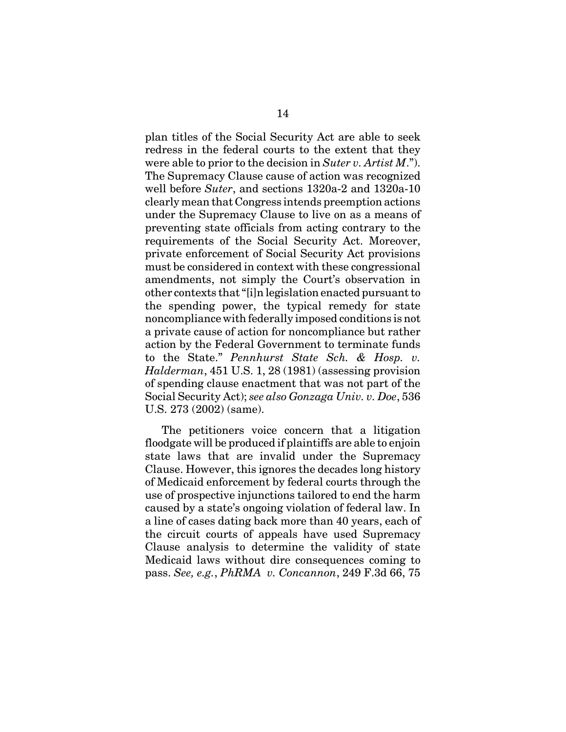plan titles of the Social Security Act are able to seek redress in the federal courts to the extent that they were able to prior to the decision in *Suter v. Artist M*."). The Supremacy Clause cause of action was recognized well before *Suter*, and sections 1320a-2 and 1320a-10 clearly mean that Congress intends preemption actions under the Supremacy Clause to live on as a means of preventing state officials from acting contrary to the requirements of the Social Security Act. Moreover, private enforcement of Social Security Act provisions must be considered in context with these congressional amendments, not simply the Court's observation in other contexts that "[i]n legislation enacted pursuant to the spending power, the typical remedy for state noncompliance with federally imposed conditions is not a private cause of action for noncompliance but rather action by the Federal Government to terminate funds to the State." *Pennhurst State Sch. & Hosp. v. Halderman*, 451 U.S. 1, 28 (1981) (assessing provision of spending clause enactment that was not part of the Social Security Act); *see also Gonzaga Univ. v. Doe*, 536 U.S. 273 (2002) (same).

The petitioners voice concern that a litigation floodgate will be produced if plaintiffs are able to enjoin state laws that are invalid under the Supremacy Clause. However, this ignores the decades long history of Medicaid enforcement by federal courts through the use of prospective injunctions tailored to end the harm caused by a state's ongoing violation of federal law. In a line of cases dating back more than 40 years, each of the circuit courts of appeals have used Supremacy Clause analysis to determine the validity of state Medicaid laws without dire consequences coming to pass. *See, e.g.*, *PhRMA v. Concannon*, 249 F.3d 66, 75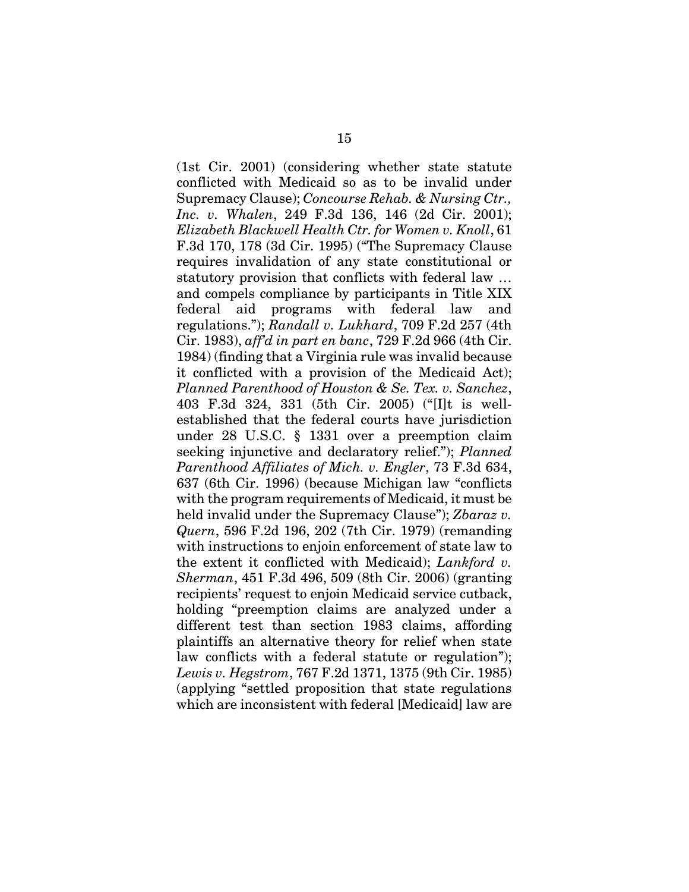(1st Cir. 2001) (considering whether state statute conflicted with Medicaid so as to be invalid under Supremacy Clause); *Concourse Rehab. & Nursing Ctr., Inc. v. Whalen*, 249 F.3d 136, 146 (2d Cir. 2001); *Elizabeth Blackwell Health Ctr. for Women v. Knoll*, 61 F.3d 170, 178 (3d Cir. 1995) ("The Supremacy Clause requires invalidation of any state constitutional or statutory provision that conflicts with federal law … and compels compliance by participants in Title XIX federal aid programs with federal law and regulations."); *Randall v. Lukhard*, 709 F.2d 257 (4th Cir. 1983), *aff'd in part en banc*, 729 F.2d 966 (4th Cir. 1984) (finding that a Virginia rule was invalid because it conflicted with a provision of the Medicaid Act); *Planned Parenthood of Houston & Se. Tex. v. Sanchez*, 403 F.3d 324, 331 (5th Cir. 2005) ("[I]t is well-established that the federal courts have jurisdiction under 28 U.S.C. § 1331 over a preemption claim seeking injunctive and declaratory relief."); *Planned Parenthood Affiliates of Mich. v. Engler*, 73 F.3d 634, 637 (6th Cir. 1996) (because Michigan law "conflicts with the program requirements of Medicaid, it must be held invalid under the Supremacy Clause"); *Zbaraz v. Quern*, 596 F.2d 196, 202 (7th Cir. 1979) (remanding with instructions to enjoin enforcement of state law to the extent it conflicted with Medicaid); *Lankford v. Sherman*, 451 F.3d 496, 509 (8th Cir. 2006) (granting recipients' request to enjoin Medicaid service cutback, holding "preemption claims are analyzed under a different test than section 1983 claims, affording plaintiffs an alternative theory for relief when state law conflicts with a federal statute or regulation"); *Lewis v. Hegstrom*, 767 F.2d 1371, 1375 (9th Cir. 1985) (applying "settled proposition that state regulations which are inconsistent with federal [Medicaid] law are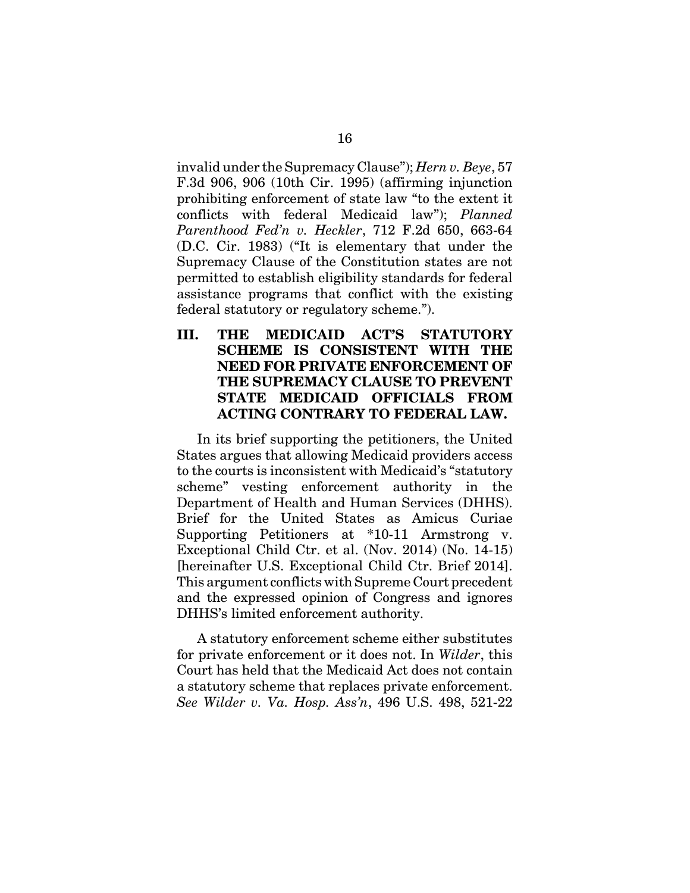invalid under the Supremacy Clause"); *Hern v. Beye*, 57 F.3d 906, 906 (10th Cir. 1995) (affirming injunction prohibiting enforcement of state law "to the extent it conflicts with federal Medicaid law"); *Planned Parenthood Fed'n v. Heckler*, 712 F.2d 650, 663-64 (D.C. Cir. 1983) ("It is elementary that under the Supremacy Clause of the Constitution states are not permitted to establish eligibility standards for federal assistance programs that conflict with the existing federal statutory or regulatory scheme.").

## III. THE MEDICAID ACT'S STATUTORY SCHEME IS CONSISTENT WITH THE NEED FOR PRIVATE ENFORCEMENT OF THE SUPREMACY CLAUSE TO PREVENT STATE MEDICAID OFFICIALS FROM ACTING CONTRARY TO FEDERAL LAW.

In its brief supporting the petitioners, the United States argues that allowing Medicaid providers access to the courts is inconsistent with Medicaid's "statutory scheme" vesting enforcement authority in the Department of Health and Human Services (DHHS). Brief for the United States as Amicus Curiae Supporting Petitioners at *10-11 Armstrong v. Exceptional Child Ctr. et al. (Nov. 2014) (No. 14-15) [hereinafter U.S. Exceptional Child Ctr. Brief 2014]. This argument conflicts with Supreme Court precedent and the expressed opinion of Congress and ignores DHHS's limited enforcement authority.

A statutory enforcement scheme either substitutes for private enforcement or it does not. In *Wilder*, this Court has held that the Medicaid Act does not contain a statutory scheme that replaces private enforcement. *See Wilder v. Va. Hosp. Ass'n*, 496 U.S. 498, 521-22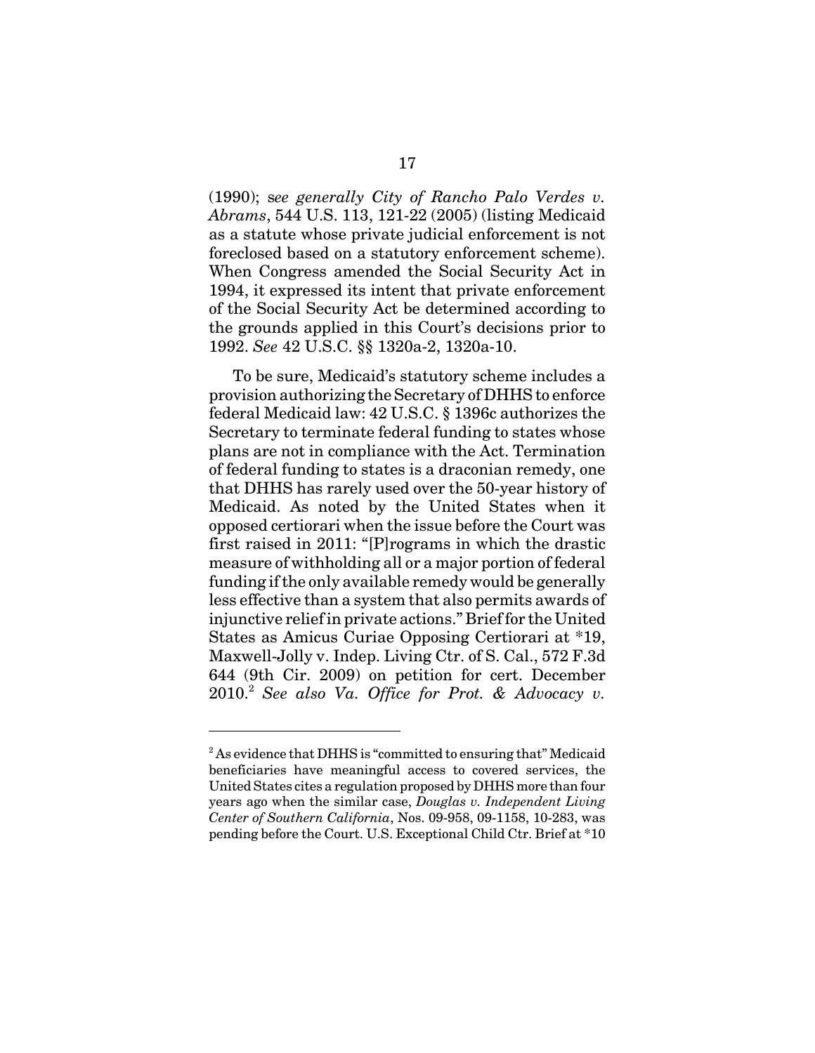(1990); s*ee generally City of Rancho Palo Verdes v. Abrams*, 544 U.S. 113, 121-22 (2005) (listing Medicaid as a statute whose private judicial enforcement is not foreclosed based on a statutory enforcement scheme). When Congress amended the Social Security Act in 1994, it expressed its intent that private enforcement of the Social Security Act be determined according to the grounds applied in this Court's decisions prior to 1992. *See* 42 U.S.C. §§ 1320a-2, 1320a-10.

To be sure, Medicaid's statutory scheme includes a provision authorizing the Secretary of DHHS to enforce federal Medicaid law: 42 U.S.C. § 1396c authorizes the Secretary to terminate federal funding to states whose plans are not in compliance with the Act. Termination of federal funding to states is a draconian remedy, one that DHHS has rarely used over the 50-year history of Medicaid. As noted by the United States when it opposed certiorari when the issue before the Court was first raised in 2011: "[P]rograms in which the drastic measure of withholding all or a major portion of federal funding if the only available remedy would be generally less effective than a system that also permits awards of injunctive relief in private actions." Brief for the United States as Amicus Curiae Opposing Certiorari at *19, Maxwell-Jolly v. Indep. Living Ctr. of S. Cal., 572 F.3d 644 (9th Cir. 2009) on petition for cert. December 2010.[2] *See also Va. Office for Prot. & Advocacy v.*

---

[2] As evidence that DHHS is "committed to ensuring that" Medicaid beneficiaries have meaningful access to covered services, the United States cites a regulation proposed by DHHS more than four years ago when the similar case, *Douglas v. Independent Living Center of Southern California*, Nos. 09-958, 09-1158, 10-283, was pending before the Court. U.S. Exceptional Child Ctr. Brief at *10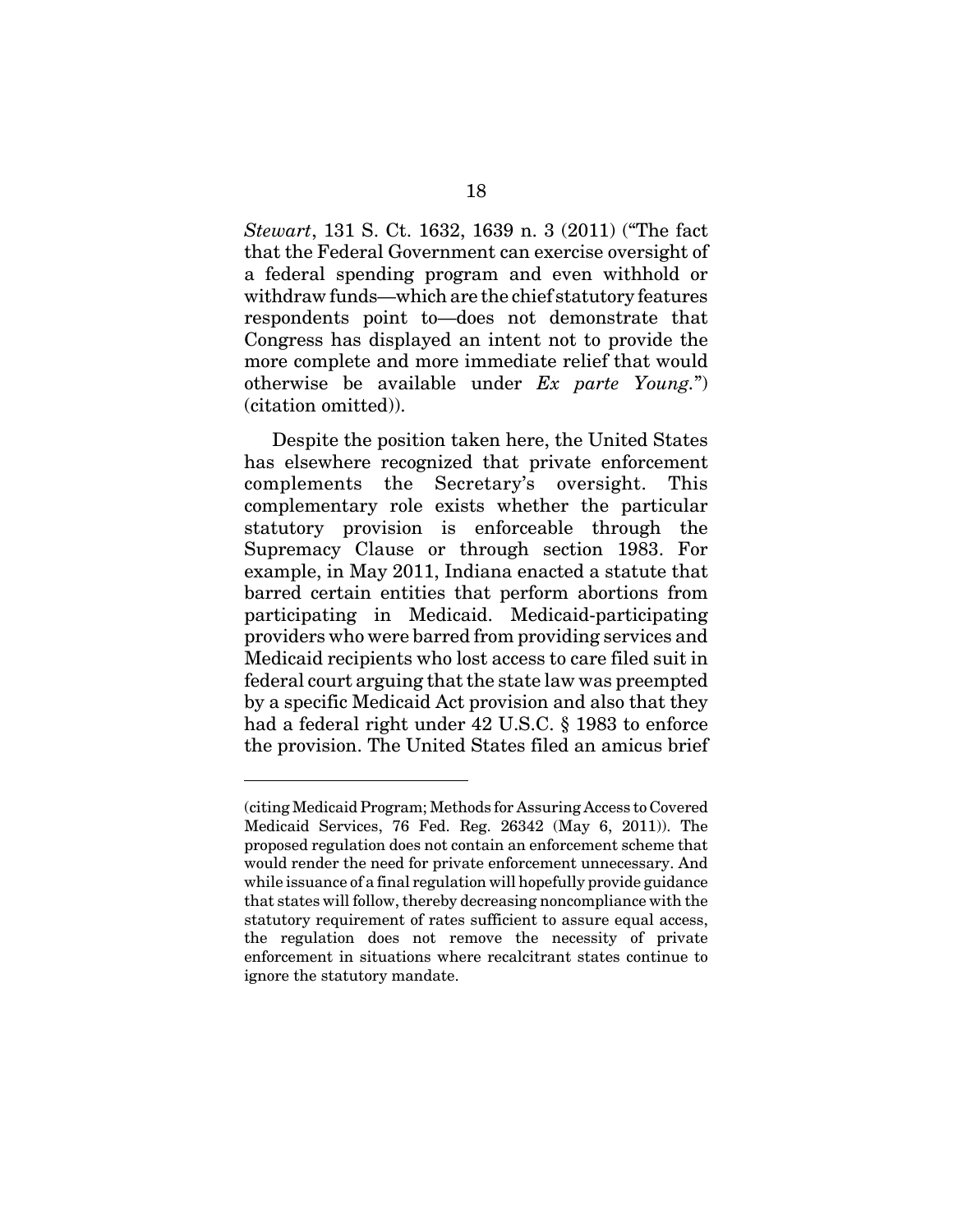*Stewart*, 131 S. Ct. 1632, 1639 n. 3 (2011) ("The fact that the Federal Government can exercise oversight of a federal spending program and even withhold or withdraw funds—which are the chief statutory features respondents point to—does not demonstrate that Congress has displayed an intent not to provide the more complete and more immediate relief that would otherwise be available under *Ex parte Young.*") (citation omitted)).

Despite the position taken here, the United States has elsewhere recognized that private enforcement complements the Secretary's oversight. This complementary role exists whether the particular statutory provision is enforceable through the Supremacy Clause or through section 1983. For example, in May 2011, Indiana enacted a statute that barred certain entities that perform abortions from participating in Medicaid. Medicaid-participating providers who were barred from providing services and Medicaid recipients who lost access to care filed suit in federal court arguing that the state law was preempted by a specific Medicaid Act provision and also that they had a federal right under 42 U.S.C. § 1983 to enforce the provision. The United States filed an amicus brief

---

(citing Medicaid Program; Methods for Assuring Access to Covered Medicaid Services, 76 Fed. Reg. 26342 (May 6, 2011)). The proposed regulation does not contain an enforcement scheme that would render the need for private enforcement unnecessary. And while issuance of a final regulation will hopefully provide guidance that states will follow, thereby decreasing noncompliance with the statutory requirement of rates sufficient to assure equal access, the regulation does not remove the necessity of private enforcement in situations where recalcitrant states continue to ignore the statutory mandate.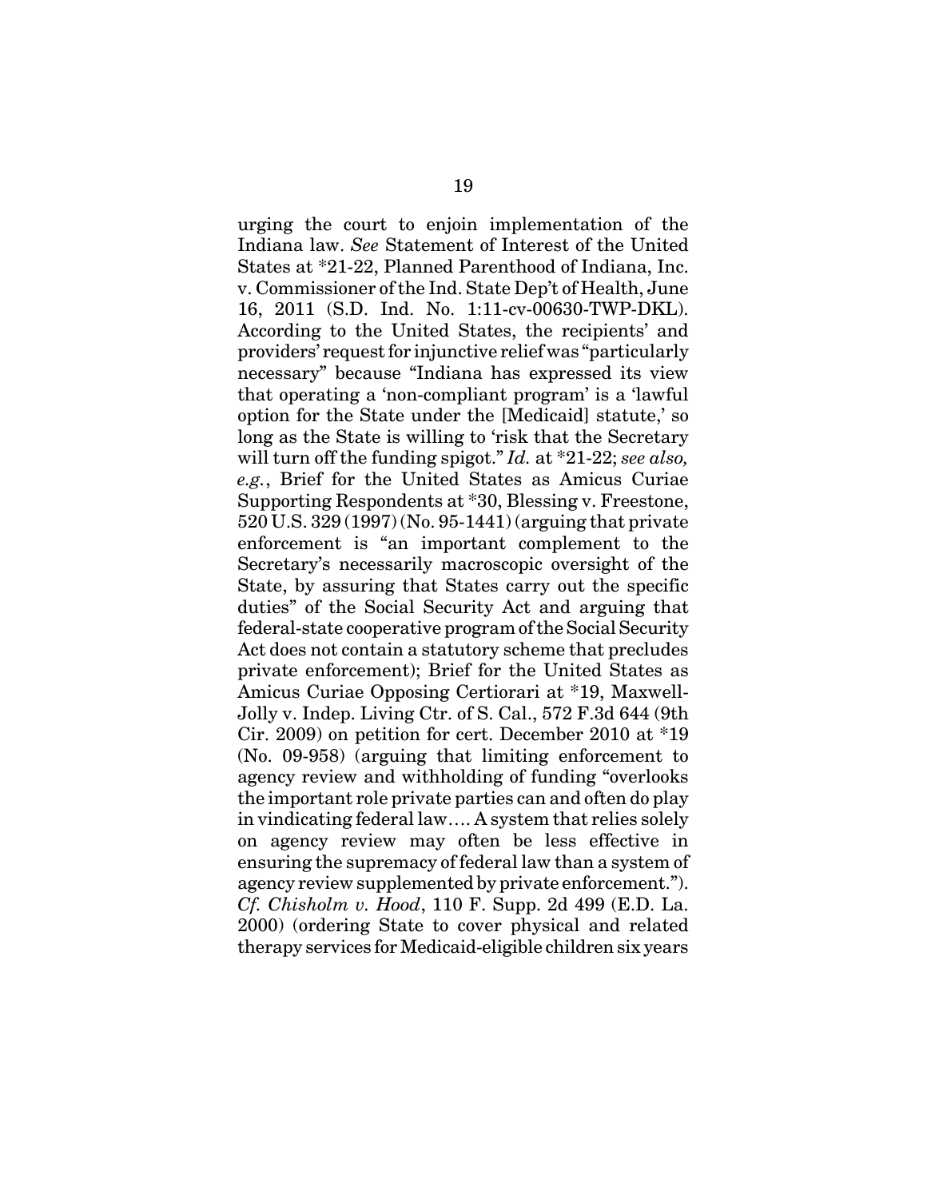urging the court to enjoin implementation of the Indiana law. *See* Statement of Interest of the United States at *21-22, Planned Parenthood of Indiana, Inc. v. Commissioner of the Ind. State Dep't of Health, June 16, 2011 (S.D. Ind. No. 1:11-cv-00630-TWP-DKL). According to the United States, the recipients' and providers' request for injunctive relief was "particularly necessary" because "Indiana has expressed its view that operating a 'non-compliant program' is a 'lawful option for the State under the [Medicaid] statute,' so long as the State is willing to 'risk that the Secretary will turn off the funding spigot." *Id.* at *21-22; *see also, e.g.*, Brief for the United States as Amicus Curiae Supporting Respondents at *30, Blessing v. Freestone, 520 U.S. 329 (1997) (No. 95-1441) (arguing that private enforcement is "an important complement to the Secretary's necessarily macroscopic oversight of the State, by assuring that States carry out the specific duties" of the Social Security Act and arguing that federal-state cooperative program of the Social Security Act does not contain a statutory scheme that precludes private enforcement); Brief for the United States as Amicus Curiae Opposing Certiorari at *19, Maxwell-Jolly v. Indep. Living Ctr. of S. Cal., 572 F.3d 644 (9th Cir. 2009) on petition for cert. December 2010 at *19 (No. 09-958) (arguing that limiting enforcement to agency review and withholding of funding "overlooks the important role private parties can and often do play in vindicating federal law.... A system that relies solely on agency review may often be less effective in ensuring the supremacy of federal law than a system of agency review supplemented by private enforcement."). *Cf. Chisholm v. Hood*, 110 F. Supp. 2d 499 (E.D. La. 2000) (ordering State to cover physical and related therapy services for Medicaid-eligible children six years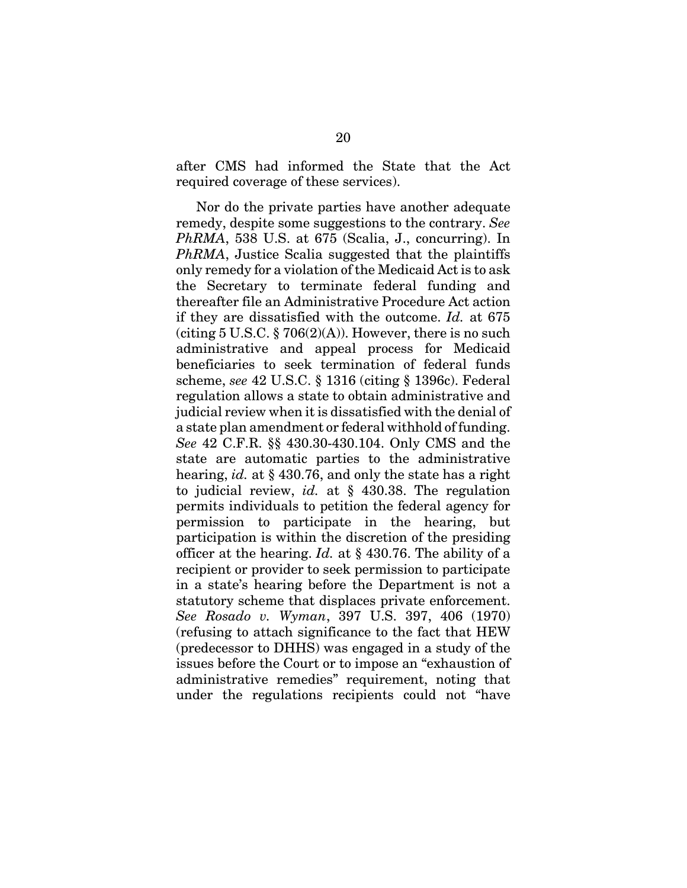after CMS had informed the State that the Act required coverage of these services).

Nor do the private parties have another adequate remedy, despite some suggestions to the contrary. *See PhRMA*, 538 U.S. at 675 (Scalia, J., concurring). In *PhRMA*, Justice Scalia suggested that the plaintiffs only remedy for a violation of the Medicaid Act is to ask the Secretary to terminate federal funding and thereafter file an Administrative Procedure Act action if they are dissatisfied with the outcome. *Id.* at 675 (citing 5 U.S.C. § 706(2)(A)). However, there is no such administrative and appeal process for Medicaid beneficiaries to seek termination of federal funds scheme, *see* 42 U.S.C. § 1316 (citing § 1396c). Federal regulation allows a state to obtain administrative and judicial review when it is dissatisfied with the denial of a state plan amendment or federal withhold of funding. *See* 42 C.F.R. §§ 430.30-430.104. Only CMS and the state are automatic parties to the administrative hearing, *id.* at § 430.76, and only the state has a right to judicial review, *id.* at § 430.38. The regulation permits individuals to petition the federal agency for permission to participate in the hearing, but participation is within the discretion of the presiding officer at the hearing. *Id.* at § 430.76. The ability of a recipient or provider to seek permission to participate in a state's hearing before the Department is not a statutory scheme that displaces private enforcement. *See Rosado v. Wyman*, 397 U.S. 397, 406 (1970) (refusing to attach significance to the fact that HEW (predecessor to DHHS) was engaged in a study of the issues before the Court or to impose an "exhaustion of administrative remedies" requirement, noting that under the regulations recipients could not "have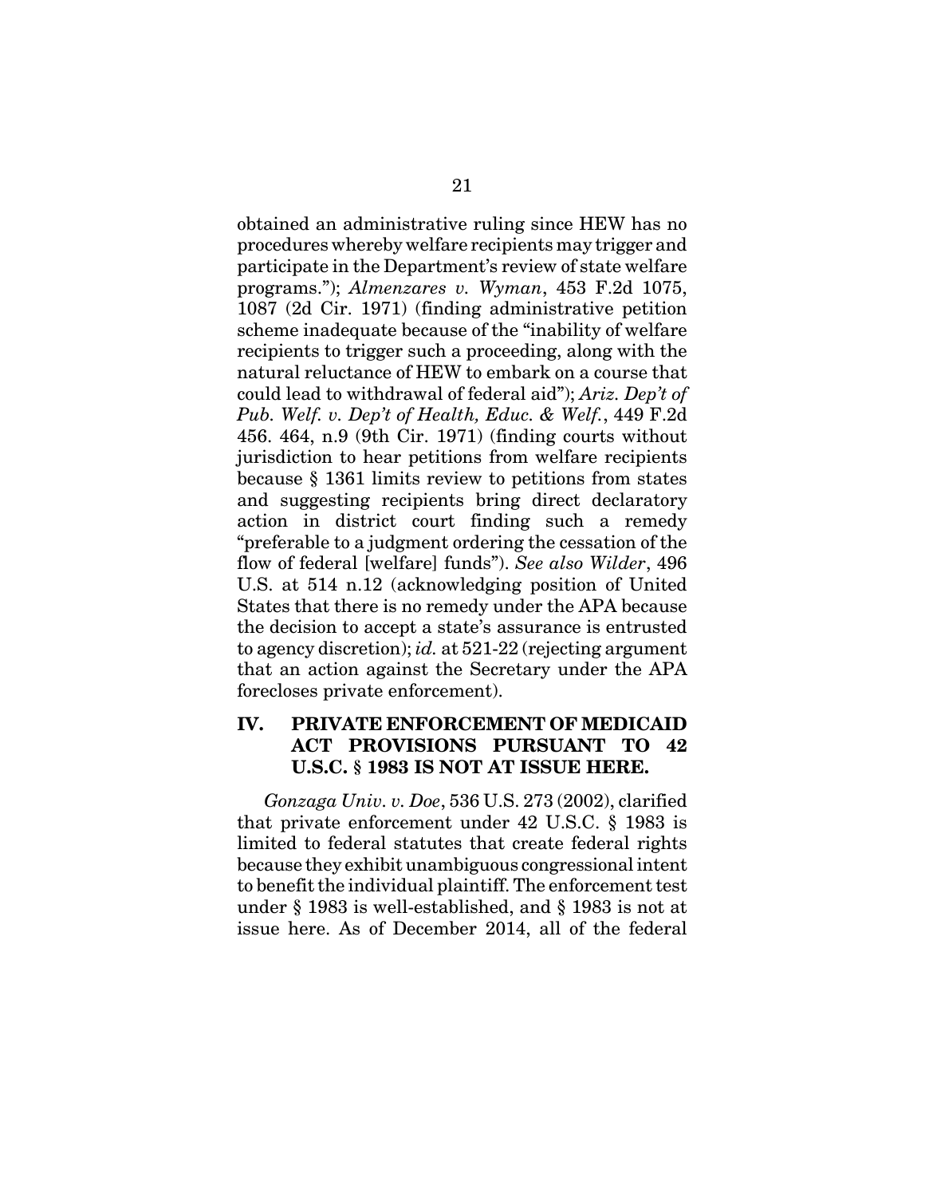obtained an administrative ruling since HEW has no procedures whereby welfare recipients may trigger and participate in the Department's review of state welfare programs."); *Almenzares v. Wyman*, 453 F.2d 1075, 1087 (2d Cir. 1971) (finding administrative petition scheme inadequate because of the "inability of welfare recipients to trigger such a proceeding, along with the natural reluctance of HEW to embark on a course that could lead to withdrawal of federal aid"); *Ariz. Dep't of Pub. Welf. v. Dep't of Health, Educ. & Welf.*, 449 F.2d 456. 464, n.9 (9th Cir. 1971) (finding courts without jurisdiction to hear petitions from welfare recipients because § 1361 limits review to petitions from states and suggesting recipients bring direct declaratory action in district court finding such a remedy "preferable to a judgment ordering the cessation of the flow of federal [welfare] funds"). *See also Wilder*, 496 U.S. at 514 n.12 (acknowledging position of United States that there is no remedy under the APA because the decision to accept a state's assurance is entrusted to agency discretion); *id.* at 521-22 (rejecting argument that an action against the Secretary under the APA forecloses private enforcement).

## IV. PRIVATE ENFORCEMENT OF MEDICAID ACT PROVISIONS PURSUANT TO 42 U.S.C. § 1983 IS NOT AT ISSUE HERE.

*Gonzaga Univ. v. Doe*, 536 U.S. 273 (2002), clarified that private enforcement under 42 U.S.C. § 1983 is limited to federal statutes that create federal rights because they exhibit unambiguous congressional intent to benefit the individual plaintiff. The enforcement test under § 1983 is well-established, and § 1983 is not at issue here. As of December 2014, all of the federal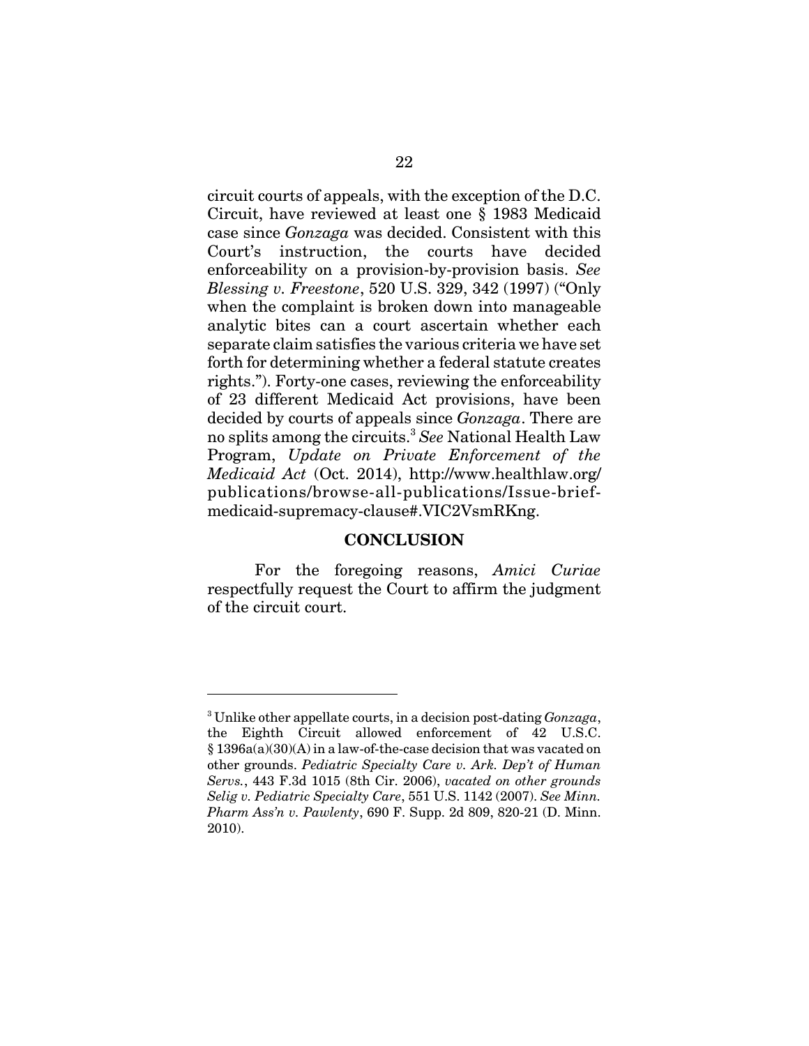circuit courts of appeals, with the exception of the D.C. Circuit, have reviewed at least one § 1983 Medicaid case since *Gonzaga* was decided. Consistent with this Court's instruction, the courts have decided enforceability on a provision-by-provision basis. *See Blessing v. Freestone*, 520 U.S. 329, 342 (1997) ("Only when the complaint is broken down into manageable analytic bites can a court ascertain whether each separate claim satisfies the various criteria we have set forth for determining whether a federal statute creates rights."). Forty-one cases, reviewing the enforceability of 23 different Medicaid Act provisions, have been decided by courts of appeals since *Gonzaga*. There are no splits among the circuits.[3] *See* National Health Law Program, *Update on Private Enforcement of the Medicaid Act* (Oct. 2014), http://www.healthlaw.org/publications/browse-all-publications/Issue-brief-medicaid-supremacy-clause#.VIC2VsmRKng.

## CONCLUSION

For the foregoing reasons, *Amici Curiae* respectfully request the Court to affirm the judgment of the circuit court.

---

[3] Unlike other appellate courts, in a decision post-dating *Gonzaga*, the Eighth Circuit allowed enforcement of 42 U.S.C. § 1396a(a)(30)(A) in a law-of-the-case decision that was vacated on other grounds. *Pediatric Specialty Care v. Ark. Dep't of Human Servs.*, 443 F.3d 1015 (8th Cir. 2006), *vacated on other grounds Selig v. Pediatric Specialty Care*, 551 U.S. 1142 (2007). *See Minn. Pharm Ass'n v. Pawlenty*, 690 F. Supp. 2d 809, 820-21 (D. Minn. 2010).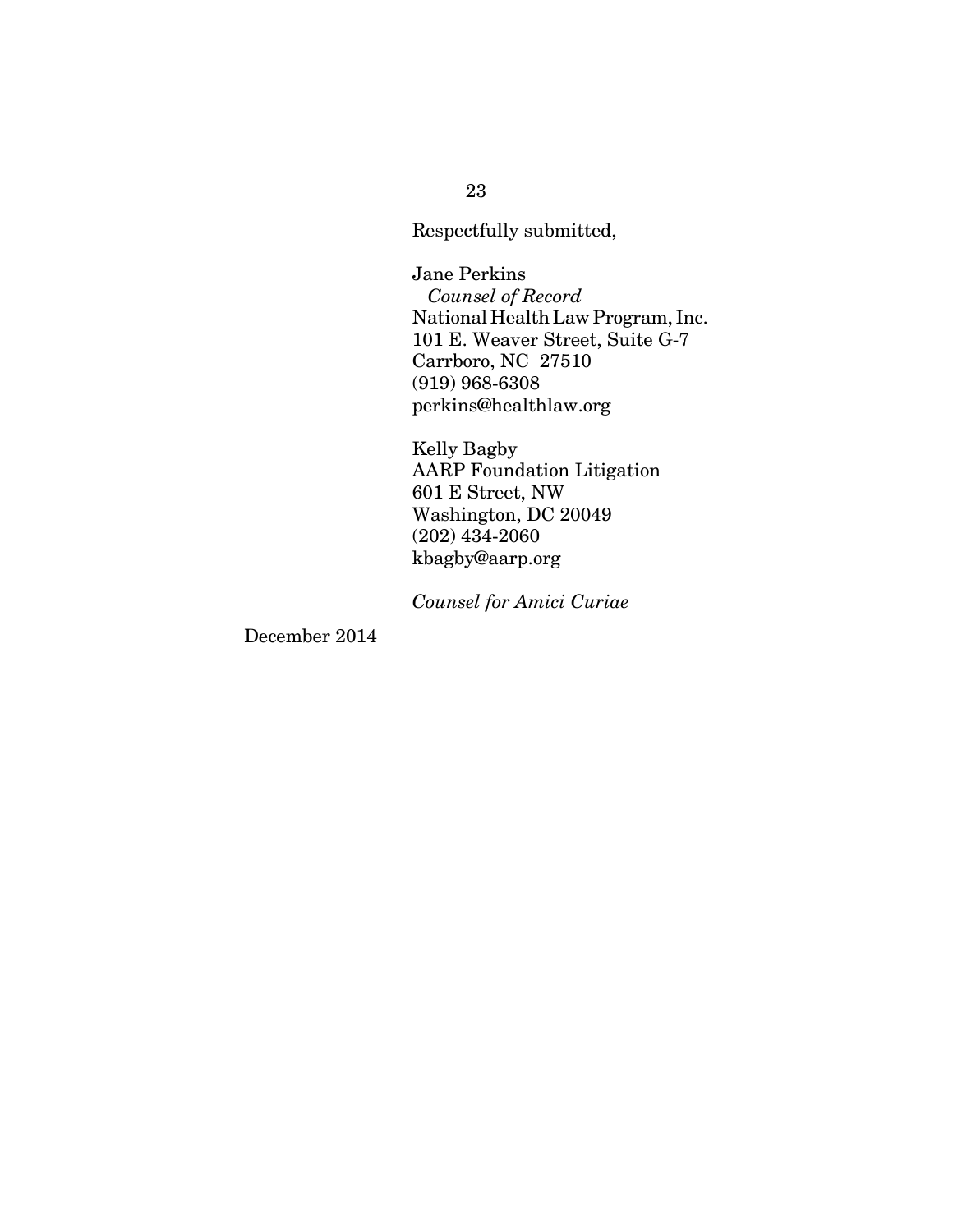Respectfully submitted,

Jane Perkins
*Counsel of Record*
National Health Law Program, Inc.
101 E. Weaver Street, Suite G-7
Carrboro, NC 27510
(919) 968-6308
perkins@healthlaw.org

Kelly Bagby
AARP Foundation Litigation
601 E Street, NW
Washington, DC 20049
(202) 434-2060
kbagby@aarp.org

*Counsel for Amici Curiae*

December 2014